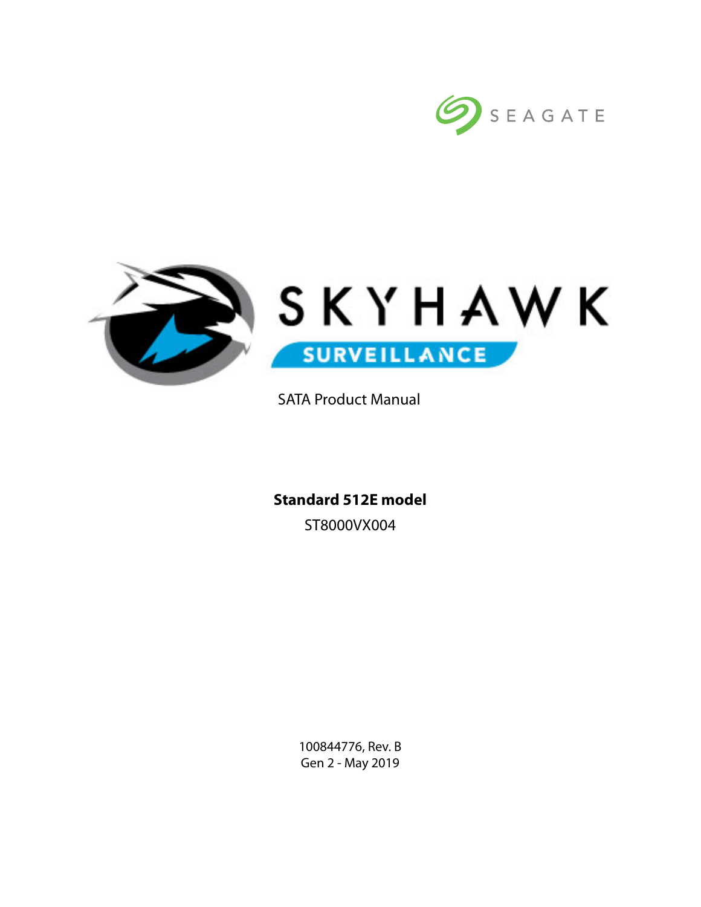SEAGATE

# SKYHAWK SURVEILLANCE

SATA Product Manual

**Standard 512E model**

ST8000VX004

100844776, Rev. B
Gen 2 - May 2019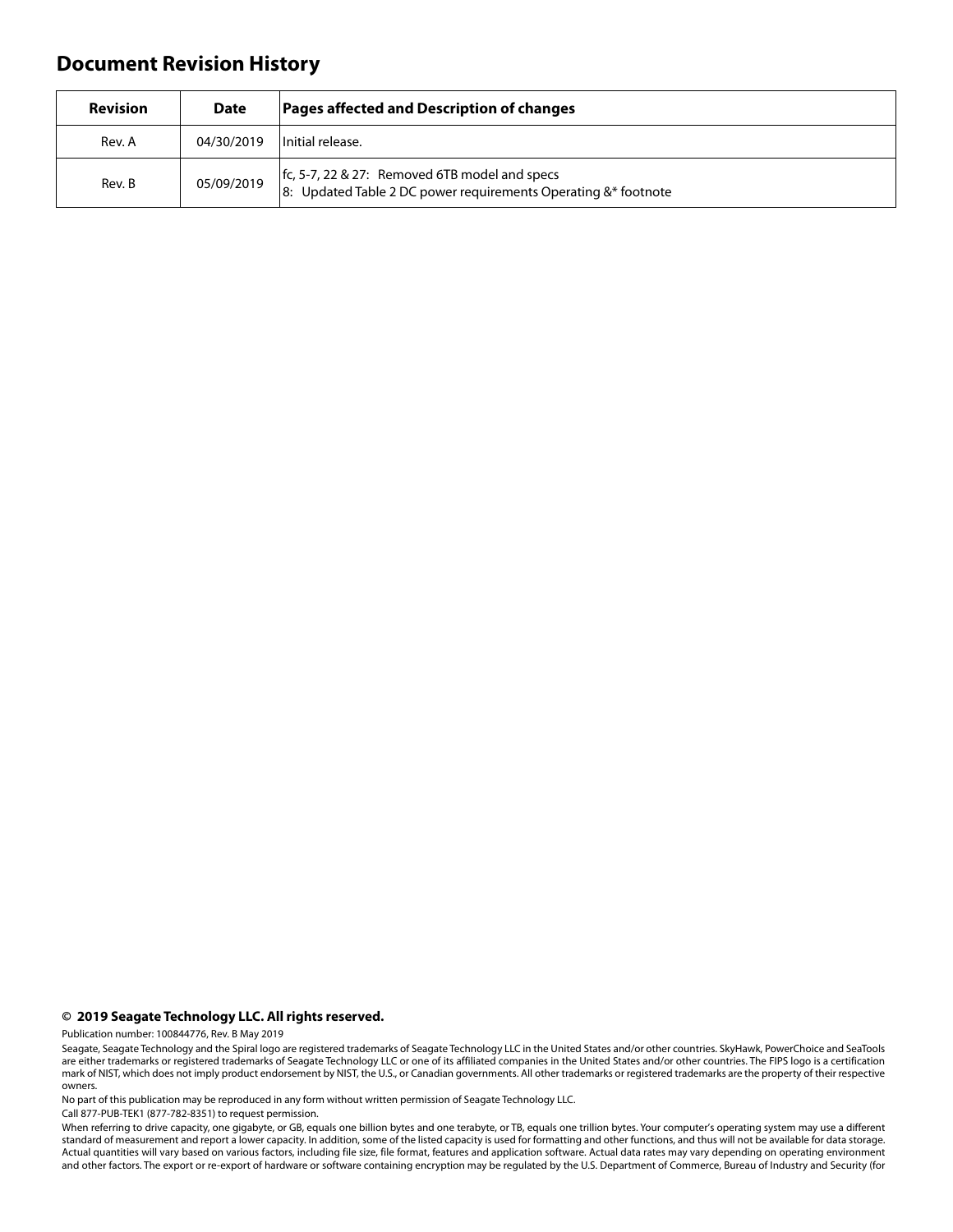## Document Revision History

| Revision | Date | Pages affected and Description of changes |
|---|---|---|
| Rev. A | 04/30/2019 | Initial release. |
| Rev. B | 05/09/2019 | fc, 5-7, 22 & 27: Removed 6TB model and specs<br>8: Updated Table 2 DC power requirements Operating &* footnote |

**© 2019 Seagate Technology LLC. All rights reserved.**

Publication number: 100844776, Rev. B May 2019

Seagate, Seagate Technology and the Spiral logo are registered trademarks of Seagate Technology LLC in the United States and/or other countries. SkyHawk, PowerChoice and SeaTools are either trademarks or registered trademarks of Seagate Technology LLC or one of its affiliated companies in the United States and/or other countries. The FIPS logo is a certification mark of NIST, which does not imply product endorsement by NIST, the U.S., or Canadian governments. All other trademarks or registered trademarks are the property of their respective owners.

No part of this publication may be reproduced in any form without written permission of Seagate Technology LLC.

Call 877-PUB-TEK1 (877-782-8351) to request permission.

When referring to drive capacity, one gigabyte, or GB, equals one billion bytes and one terabyte, or TB, equals one trillion bytes. Your computer's operating system may use a different standard of measurement and report a lower capacity. In addition, some of the listed capacity is used for formatting and other functions, and thus will not be available for data storage. Actual quantities will vary based on various factors, including file size, file format, features and application software. Actual data rates may vary depending on operating environment and other factors. The export or re-export of hardware or software containing encryption may be regulated by the U.S. Department of Commerce, Bureau of Industry and Security (for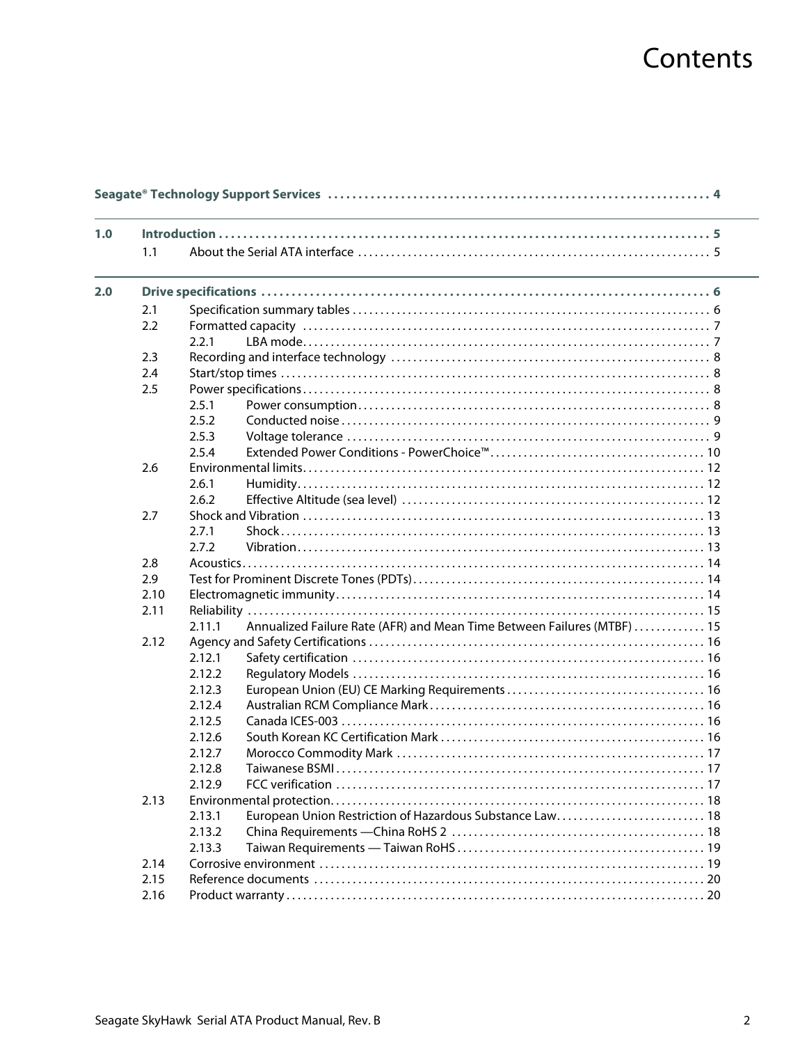# Contents

| | | | |
|---|---|---|---|
| **Seagate® Technology Support Services** | | | **4** |
| **1.0** | **Introduction** | | **5** |
| | 1.1 | About the Serial ATA interface | 5 |
| **2.0** | **Drive specifications** | | **6** |
| | 2.1 | Specification summary tables | 6 |
| | 2.2 | Formatted capacity | 7 |
| | 2.2.1 | LBA mode | 7 |
| | 2.3 | Recording and interface technology | 8 |
| | 2.4 | Start/stop times | 8 |
| | 2.5 | Power specifications | 8 |
| | 2.5.1 | Power consumption | 8 |
| | 2.5.2 | Conducted noise | 9 |
| | 2.5.3 | Voltage tolerance | 9 |
| | 2.5.4 | Extended Power Conditions - PowerChoice™ | 10 |
| | 2.6 | Environmental limits | 12 |
| | 2.6.1 | Humidity | 12 |
| | 2.6.2 | Effective Altitude (sea level) | 12 |
| | 2.7 | Shock and Vibration | 13 |
| | 2.7.1 | Shock | 13 |
| | 2.7.2 | Vibration | 13 |
| | 2.8 | Acoustics | 14 |
| | 2.9 | Test for Prominent Discrete Tones (PDTs) | 14 |
| | 2.10 | Electromagnetic immunity | 14 |
| | 2.11 | Reliability | 15 |
| | 2.11.1 | Annualized Failure Rate (AFR) and Mean Time Between Failures (MTBF) | 15 |
| | 2.12 | Agency and Safety Certifications | 16 |
| | 2.12.1 | Safety certification | 16 |
| | 2.12.2 | Regulatory Models | 16 |
| | 2.12.3 | European Union (EU) CE Marking Requirements | 16 |
| | 2.12.4 | Australian RCM Compliance Mark | 16 |
| | 2.12.5 | Canada ICES-003 | 16 |
| | 2.12.6 | South Korean KC Certification Mark | 16 |
| | 2.12.7 | Morocco Commodity Mark | 17 |
| | 2.12.8 | Taiwanese BSMI | 17 |
| | 2.12.9 | FCC verification | 17 |
| | 2.13 | Environmental protection | 18 |
| | 2.13.1 | European Union Restriction of Hazardous Substance Law | 18 |
| | 2.13.2 | China Requirements —China RoHS 2 | 18 |
| | 2.13.3 | Taiwan Requirements — Taiwan RoHS | 19 |
| | 2.14 | Corrosive environment | 19 |
| | 2.15 | Reference documents | 20 |
| | 2.16 | Product warranty | 20 |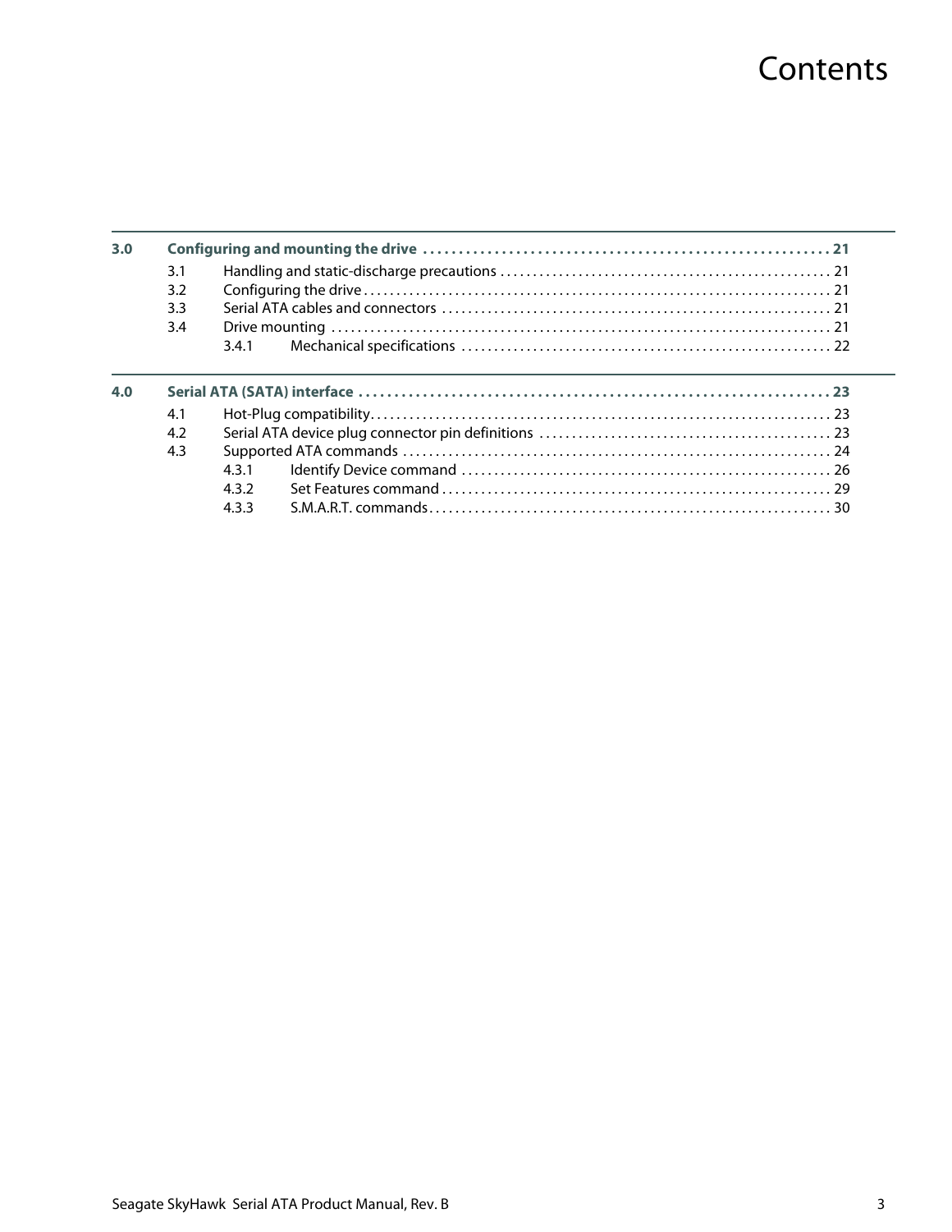# Contents

**3.0 Configuring and mounting the drive ........................................................ 21**

- 3.1 Handling and static-discharge precautions ........................................ 21
- 3.2 Configuring the drive ........................................................................ 21
- 3.3 Serial ATA cables and connectors ..................................................... 21
- 3.4 Drive mounting .................................................................................. 21
  - 3.4.1 Mechanical specifications .............................................................. 22

**4.0 Serial ATA (SATA) interface ................................................................... 23**

- 4.1 Hot-Plug compatibility ........................................................................ 23
- 4.2 Serial ATA device plug connector pin definitions .............................. 23
- 4.3 Supported ATA commands ................................................................ 24
  - 4.3.1 Identify Device command ............................................................... 26
  - 4.3.2 Set Features command .................................................................. 29
  - 4.3.3 S.M.A.R.T. commands .................................................................... 30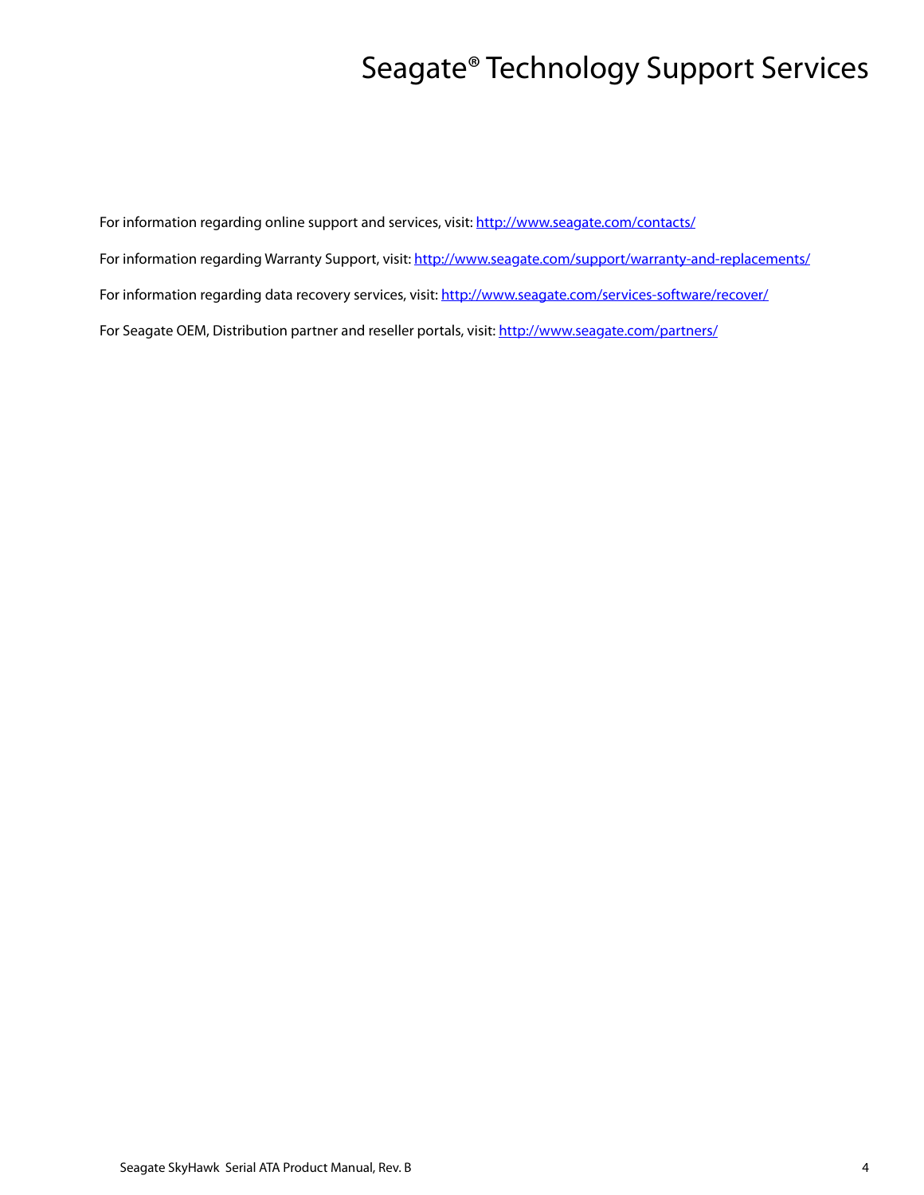# Seagate® Technology Support Services

For information regarding online support and services, visit: http://www.seagate.com/contacts/

For information regarding Warranty Support, visit: http://www.seagate.com/support/warranty-and-replacements/

For information regarding data recovery services, visit: http://www.seagate.com/services-software/recover/

For Seagate OEM, Distribution partner and reseller portals, visit: http://www.seagate.com/partners/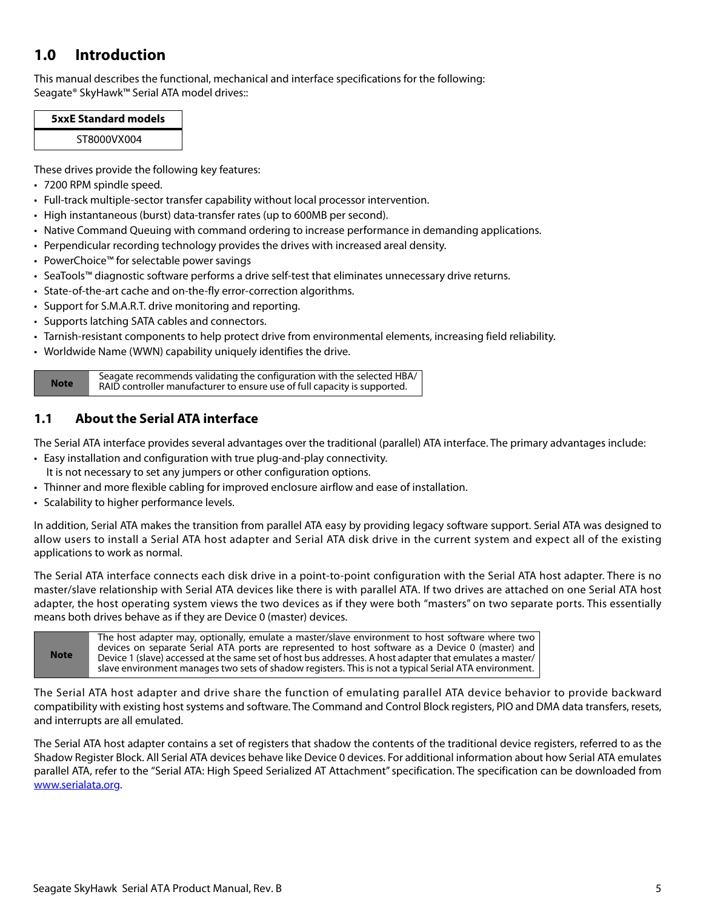# 1.0 Introduction

This manual describes the functional, mechanical and interface specifications for the following:
Seagate® SkyHawk™ Serial ATA model drives::

| 5xxE Standard models |
|---|
| ST8000VX004 |

These drives provide the following key features:

- 7200 RPM spindle speed.
- Full-track multiple-sector transfer capability without local processor intervention.
- High instantaneous (burst) data-transfer rates (up to 600MB per second).
- Native Command Queuing with command ordering to increase performance in demanding applications.
- Perpendicular recording technology provides the drives with increased areal density.
- PowerChoice™ for selectable power savings
- SeaTools™ diagnostic software performs a drive self-test that eliminates unnecessary drive returns.
- State-of-the-art cache and on-the-fly error-correction algorithms.
- Support for S.M.A.R.T. drive monitoring and reporting.
- Supports latching SATA cables and connectors.
- Tarnish-resistant components to help protect drive from environmental elements, increasing field reliability.
- Worldwide Name (WWN) capability uniquely identifies the drive.

| Note | Seagate recommends validating the configuration with the selected HBA/ RAID controller manufacturer to ensure use of full capacity is supported. |
|---|---|

## 1.1 About the Serial ATA interface

The Serial ATA interface provides several advantages over the traditional (parallel) ATA interface. The primary advantages include:

- Easy installation and configuration with true plug-and-play connectivity.
  It is not necessary to set any jumpers or other configuration options.
- Thinner and more flexible cabling for improved enclosure airflow and ease of installation.
- Scalability to higher performance levels.

In addition, Serial ATA makes the transition from parallel ATA easy by providing legacy software support. Serial ATA was designed to allow users to install a Serial ATA host adapter and Serial ATA disk drive in the current system and expect all of the existing applications to work as normal.

The Serial ATA interface connects each disk drive in a point-to-point configuration with the Serial ATA host adapter. There is no master/slave relationship with Serial ATA devices like there is with parallel ATA. If two drives are attached on one Serial ATA host adapter, the host operating system views the two devices as if they were both "masters" on two separate ports. This essentially means both drives behave as if they are Device 0 (master) devices.

| Note | The host adapter may, optionally, emulate a master/slave environment to host software where two devices on separate Serial ATA ports are represented to host software as a Device 0 (master) and Device 1 (slave) accessed at the same set of host bus addresses. A host adapter that emulates a master/ slave environment manages two sets of shadow registers. This is not a typical Serial ATA environment. |
|---|---|

The Serial ATA host adapter and drive share the function of emulating parallel ATA device behavior to provide backward compatibility with existing host systems and software. The Command and Control Block registers, PIO and DMA data transfers, resets, and interrupts are all emulated.

The Serial ATA host adapter contains a set of registers that shadow the contents of the traditional device registers, referred to as the Shadow Register Block. All Serial ATA devices behave like Device 0 devices. For additional information about how Serial ATA emulates parallel ATA, refer to the "Serial ATA: High Speed Serialized AT Attachment" specification. The specification can be downloaded from www.serialata.org.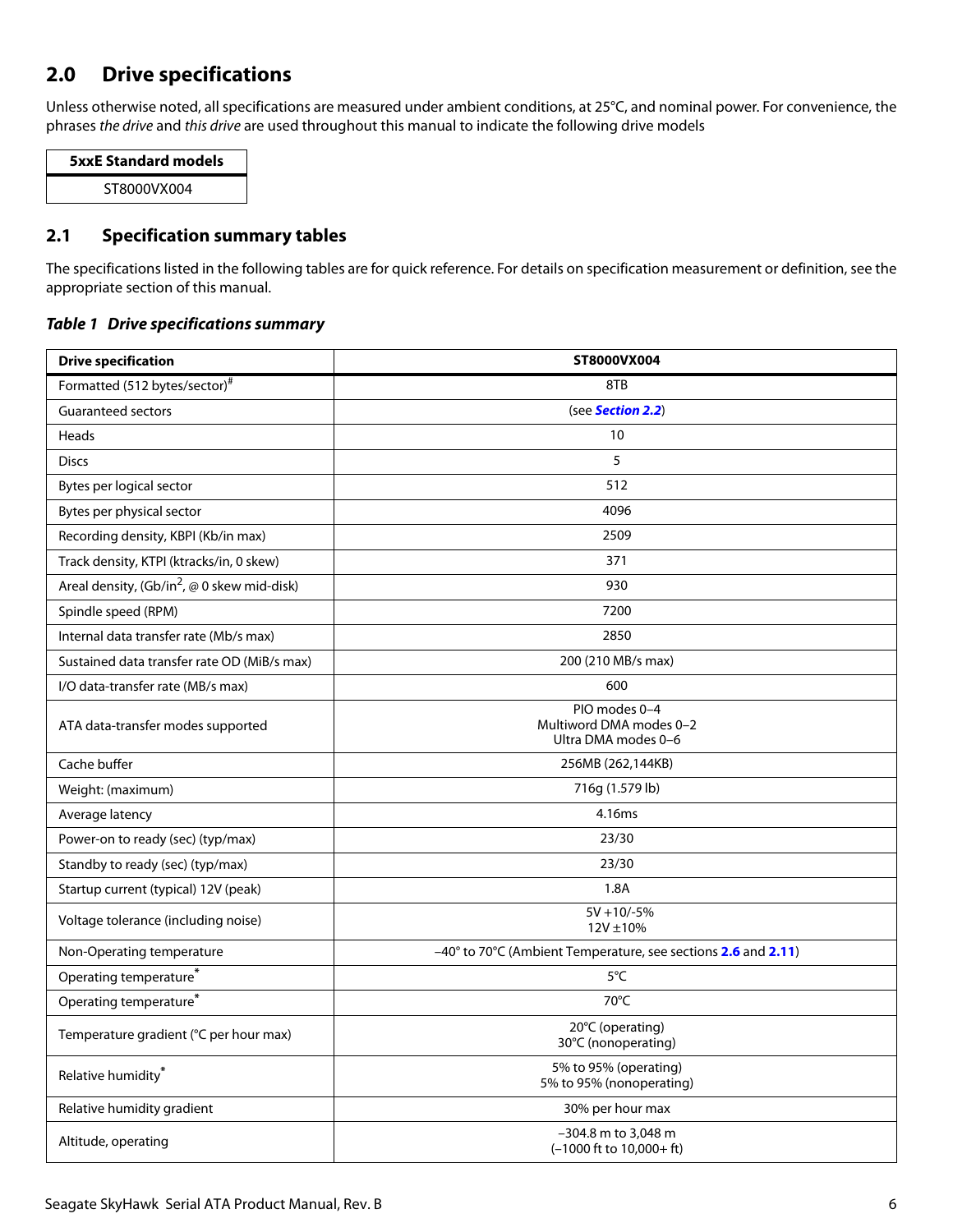## 2.0 Drive specifications

Unless otherwise noted, all specifications are measured under ambient conditions, at 25°C, and nominal power. For convenience, the phrases *the drive* and *this drive* are used throughout this manual to indicate the following drive models

| 5xxE Standard models |
|---|
| ST8000VX004 |

### 2.1 Specification summary tables

The specifications listed in the following tables are for quick reference. For details on specification measurement or definition, see the appropriate section of this manual.

***Table 1 Drive specifications summary***

| Drive specification | ST8000VX004 |
|---|---|
| Formatted (512 bytes/sector)[#] | 8TB |
| Guaranteed sectors | (see **Section 2.2**) |
| Heads | 10 |
| Discs | 5 |
| Bytes per logical sector | 512 |
| Bytes per physical sector | 4096 |
| Recording density, KBPI (Kb/in max) | 2509 |
| Track density, KTPI (ktracks/in, 0 skew) | 371 |
| Areal density, (Gb/in$^2$, @ 0 skew mid-disk) | 930 |
| Spindle speed (RPM) | 7200 |
| Internal data transfer rate (Mb/s max) | 2850 |
| Sustained data transfer rate OD (MiB/s max) | 200 (210 MB/s max) |
| I/O data-transfer rate (MB/s max) | 600 |
| ATA data-transfer modes supported | PIO modes 0–4<br>Multiword DMA modes 0–2<br>Ultra DMA modes 0–6 |
| Cache buffer | 256MB (262,144KB) |
| Weight: (maximum) | 716g (1.579 lb) |
| Average latency | 4.16ms |
| Power-on to ready (sec) (typ/max) | 23/30 |
| Standby to ready (sec) (typ/max) | 23/30 |
| Startup current (typical) 12V (peak) | 1.8A |
| Voltage tolerance (including noise) | 5V +10/-5%<br>12V ±10% |
| Non-Operating temperature | –40° to 70°C (Ambient Temperature, see sections **2.6** and **2.11**) |
| Operating temperature* | 5°C |
| Operating temperature* | 70°C |
| Temperature gradient (°C per hour max) | 20°C (operating)<br>30°C (nonoperating) |
| Relative humidity* | 5% to 95% (operating)<br>5% to 95% (nonoperating) |
| Relative humidity gradient | 30% per hour max |
| Altitude, operating | –304.8 m to 3,048 m<br>(–1000 ft to 10,000+ ft) |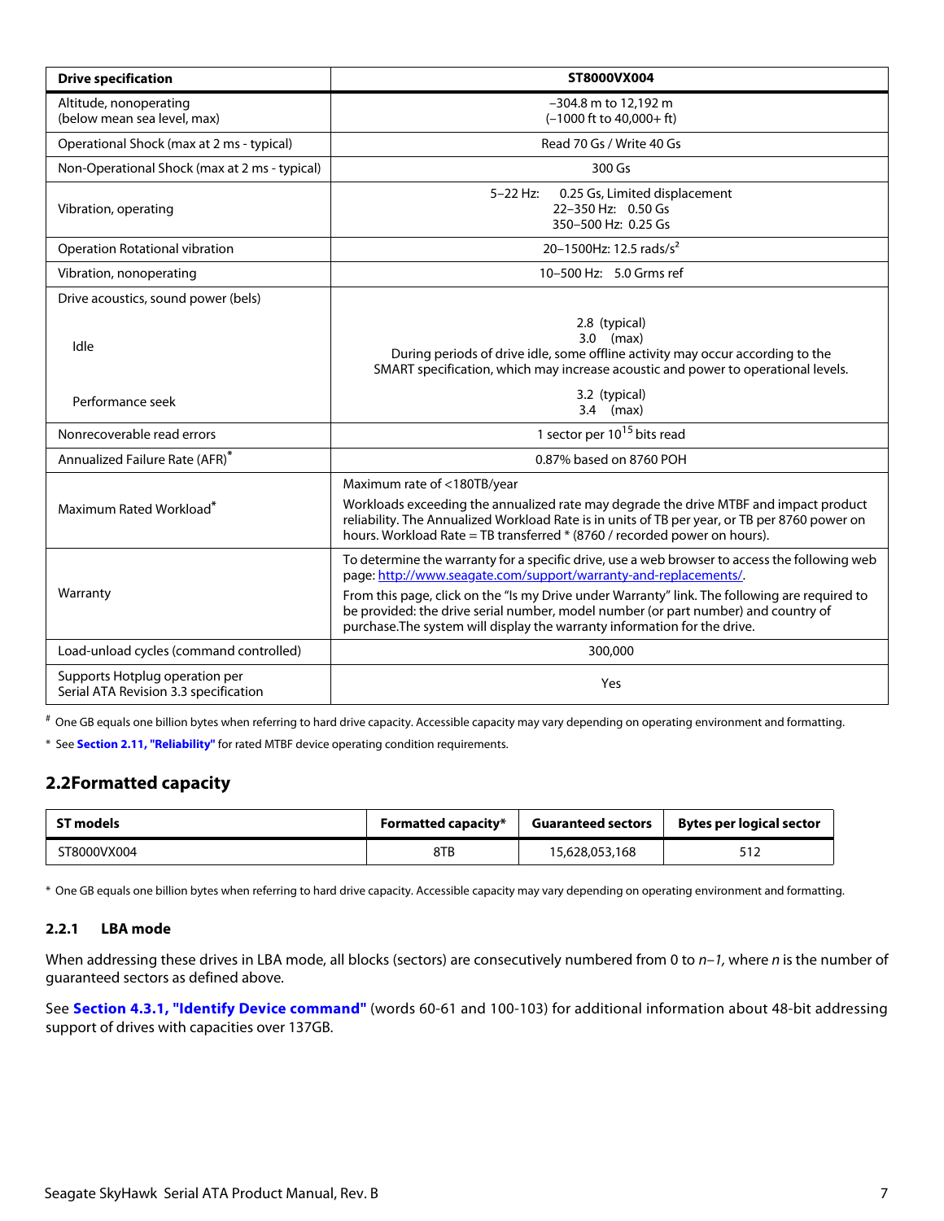| Drive specification | ST8000VX004 |
| --- | --- |
| Altitude, nonoperating (below mean sea level, max) | –304.8 m to 12,192 m (–1000 ft to 40,000+ ft) |
| Operational Shock (max at 2 ms - typical) | Read 70 Gs / Write 40 Gs |
| Non-Operational Shock (max at 2 ms - typical) | 300 Gs |
| Vibration, operating | 5–22 Hz: 0.25 Gs, Limited displacement<br>22–350 Hz: 0.50 Gs<br>350–500 Hz: 0.25 Gs |
| Operation Rotational vibration | 20–1500Hz: 12.5 rads/$s^2$ |
| Vibration, nonoperating | 10–500 Hz: 5.0 Grms ref |
| Drive acoustics, sound power (bels) | |
| Idle | 2.8 (typical)<br>3.0 (max)<br>During periods of drive idle, some offline activity may occur according to the SMART specification, which may increase acoustic and power to operational levels. |
| Performance seek | 3.2 (typical)<br>3.4 (max) |
| Nonrecoverable read errors | 1 sector per $10^{15}$ bits read |
| Annualized Failure Rate (AFR)* | 0.87% based on 8760 POH |
| Maximum Rated Workload* | Maximum rate of <180TB/year<br>Workloads exceeding the annualized rate may degrade the drive MTBF and impact product reliability. The Annualized Workload Rate is in units of TB per year, or TB per 8760 power on hours. Workload Rate = TB transferred * (8760 / recorded power on hours). |
| Warranty | To determine the warranty for a specific drive, use a web browser to access the following web page: http://www.seagate.com/support/warranty-and-replacements/.<br>From this page, click on the "Is my Drive under Warranty" link. The following are required to be provided: the drive serial number, model number (or part number) and country of purchase.The system will display the warranty information for the drive. |
| Load-unload cycles (command controlled) | 300,000 |
| Supports Hotplug operation per Serial ATA Revision 3.3 specification | Yes |

# One GB equals one billion bytes when referring to hard drive capacity. Accessible capacity may vary depending on operating environment and formatting.

* See **Section 2.11, "Reliability"** for rated MTBF device operating condition requirements.

## 2.2 Formatted capacity

| ST models | Formatted capacity* | Guaranteed sectors | Bytes per logical sector |
| --- | --- | --- | --- |
| ST8000VX004 | 8TB | 15,628,053,168 | 512 |

* One GB equals one billion bytes when referring to hard drive capacity. Accessible capacity may vary depending on operating environment and formatting.

### 2.2.1 LBA mode

When addressing these drives in LBA mode, all blocks (sectors) are consecutively numbered from 0 to $n-1$, where $n$ is the number of guaranteed sectors as defined above.

See **Section 4.3.1, "Identify Device command"** (words 60-61 and 100-103) for additional information about 48-bit addressing support of drives with capacities over 137GB.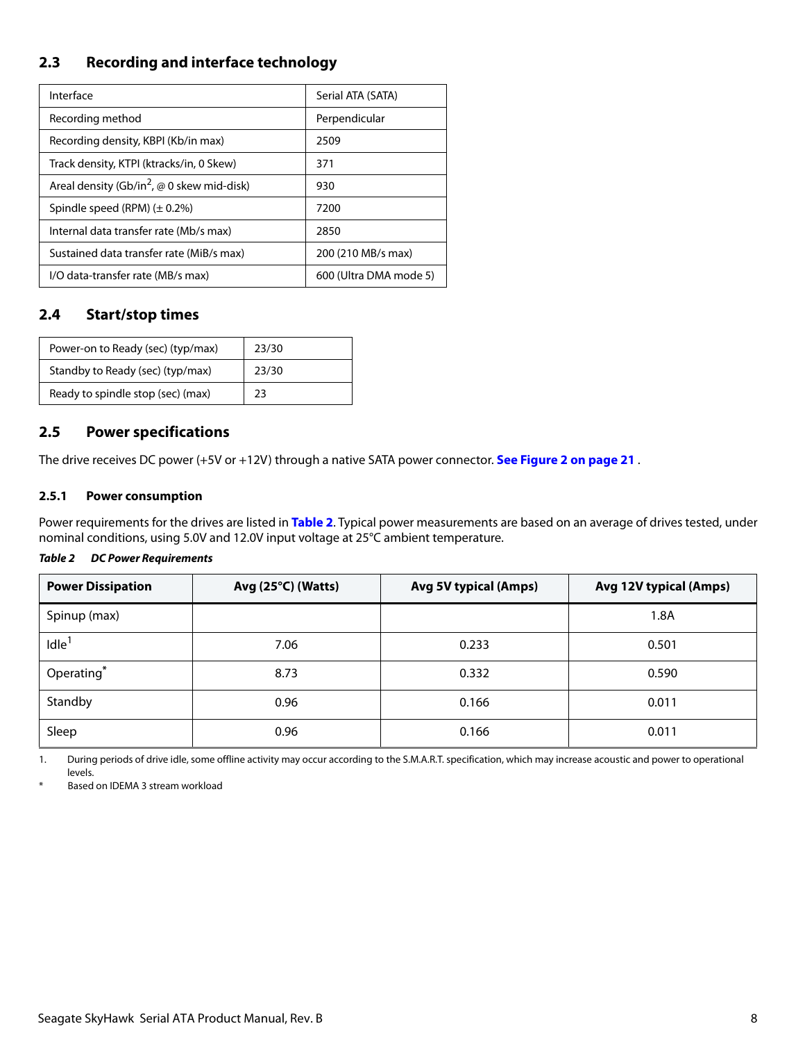## 2.3 Recording and interface technology

| Interface | Serial ATA (SATA) |
|---|---|
| Recording method | Perpendicular |
| Recording density, KBPI (Kb/in max) | 2509 |
| Track density, KTPI (ktracks/in, 0 Skew) | 371 |
| Areal density (Gb/in$^2$, @ 0 skew mid-disk) | 930 |
| Spindle speed (RPM) (± 0.2%) | 7200 |
| Internal data transfer rate (Mb/s max) | 2850 |
| Sustained data transfer rate (MiB/s max) | 200 (210 MB/s max) |
| I/O data-transfer rate (MB/s max) | 600 (Ultra DMA mode 5) |

## 2.4 Start/stop times

| Power-on to Ready (sec) (typ/max) | 23/30 |
|---|---|
| Standby to Ready (sec) (typ/max) | 23/30 |
| Ready to spindle stop (sec) (max) | 23 |

## 2.5 Power specifications

The drive receives DC power (+5V or +12V) through a native SATA power connector. **See Figure 2 on page 21** .

### 2.5.1 Power consumption

Power requirements for the drives are listed in **Table 2**. Typical power measurements are based on an average of drives tested, under nominal conditions, using 5.0V and 12.0V input voltage at 25°C ambient temperature.

***Table 2 DC Power Requirements***

| Power Dissipation | Avg (25°C) (Watts) | Avg 5V typical (Amps) | Avg 12V typical (Amps) |
|---|---|---|---|
| Spinup (max) | | | 1.8A |
| Idle[1] | 7.06 | 0.233 | 0.501 |
| Operating* | 8.73 | 0.332 | 0.590 |
| Standby | 0.96 | 0.166 | 0.011 |
| Sleep | 0.96 | 0.166 | 0.011 |

1. During periods of drive idle, some offline activity may occur according to the S.M.A.R.T. specification, which may increase acoustic and power to operational levels.

\* Based on IDEMA 3 stream workload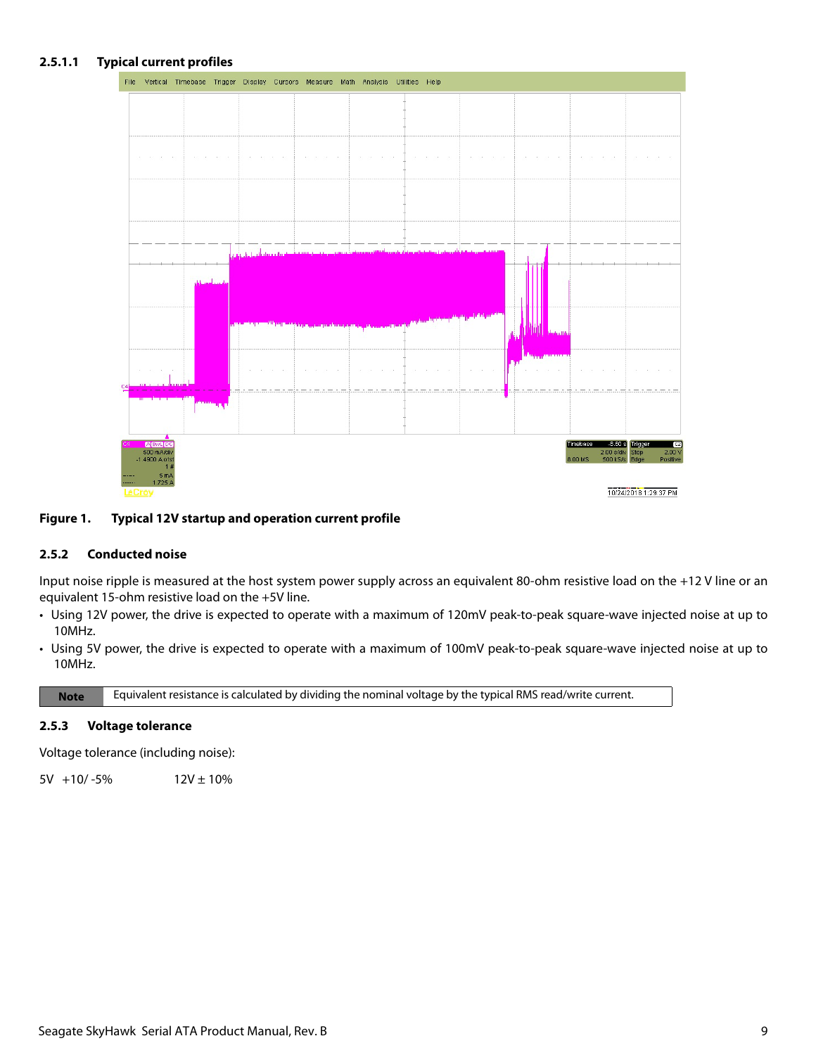#### 2.5.1.1 Typical current profiles

**Figure 1. Typical 12V startup and operation current profile**

### 2.5.2 Conducted noise

Input noise ripple is measured at the host system power supply across an equivalent 80-ohm resistive load on the +12 V line or an equivalent 15-ohm resistive load on the +5V line.

- Using 12V power, the drive is expected to operate with a maximum of 120mV peak-to-peak square-wave injected noise at up to 10MHz.
- Using 5V power, the drive is expected to operate with a maximum of 100mV peak-to-peak square-wave injected noise at up to 10MHz.

| **Note** | Equivalent resistance is calculated by dividing the nominal voltage by the typical RMS read/write current. |
|---|---|

### 2.5.3 Voltage tolerance

Voltage tolerance (including noise):

5V +10/ -5% 12V ± 10%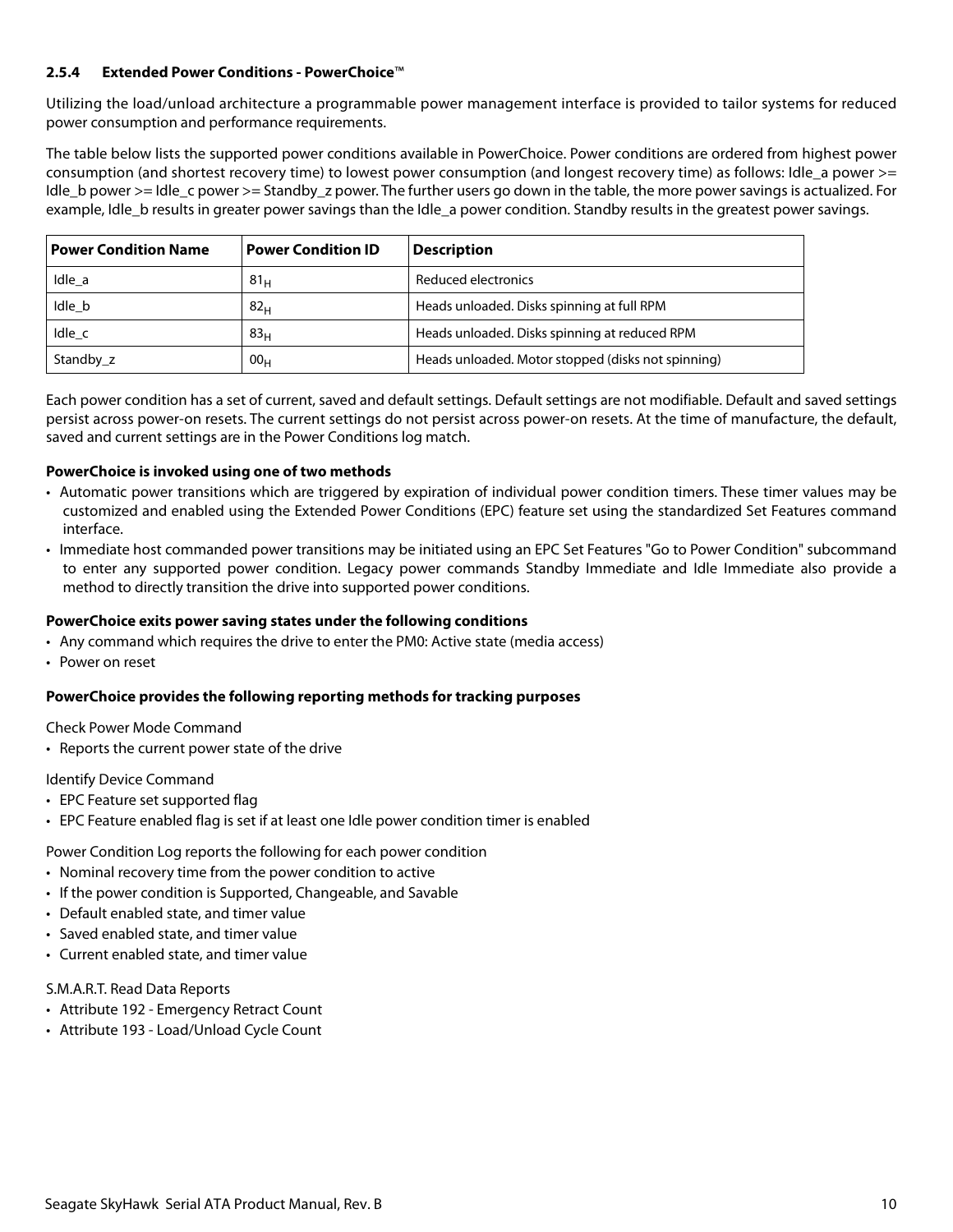### 2.5.4 Extended Power Conditions - PowerChoice™

Utilizing the load/unload architecture a programmable power management interface is provided to tailor systems for reduced power consumption and performance requirements.

The table below lists the supported power conditions available in PowerChoice. Power conditions are ordered from highest power consumption (and shortest recovery time) to lowest power consumption (and longest recovery time) as follows: Idle_a power >= Idle_b power >= Idle_c power >= Standby_z power. The further users go down in the table, the more power savings is actualized. For example, Idle_b results in greater power savings than the Idle_a power condition. Standby results in the greatest power savings.

| Power Condition Name | Power Condition ID | Description |
|---|---|---|
| Idle_a | $81_H$ | Reduced electronics |
| Idle_b | $82_H$ | Heads unloaded. Disks spinning at full RPM |
| Idle_c | $83_H$ | Heads unloaded. Disks spinning at reduced RPM |
| Standby_z | $00_H$ | Heads unloaded. Motor stopped (disks not spinning) |

Each power condition has a set of current, saved and default settings. Default settings are not modifiable. Default and saved settings persist across power-on resets. The current settings do not persist across power-on resets. At the time of manufacture, the default, saved and current settings are in the Power Conditions log match.

**PowerChoice is invoked using one of two methods**

- Automatic power transitions which are triggered by expiration of individual power condition timers. These timer values may be customized and enabled using the Extended Power Conditions (EPC) feature set using the standardized Set Features command interface.
- Immediate host commanded power transitions may be initiated using an EPC Set Features "Go to Power Condition" subcommand to enter any supported power condition. Legacy power commands Standby Immediate and Idle Immediate also provide a method to directly transition the drive into supported power conditions.

**PowerChoice exits power saving states under the following conditions**

- Any command which requires the drive to enter the PM0: Active state (media access)
- Power on reset

**PowerChoice provides the following reporting methods for tracking purposes**

Check Power Mode Command

- Reports the current power state of the drive

Identify Device Command

- EPC Feature set supported flag
- EPC Feature enabled flag is set if at least one Idle power condition timer is enabled

Power Condition Log reports the following for each power condition

- Nominal recovery time from the power condition to active
- If the power condition is Supported, Changeable, and Savable
- Default enabled state, and timer value
- Saved enabled state, and timer value
- Current enabled state, and timer value

S.M.A.R.T. Read Data Reports

- Attribute 192 - Emergency Retract Count
- Attribute 193 - Load/Unload Cycle Count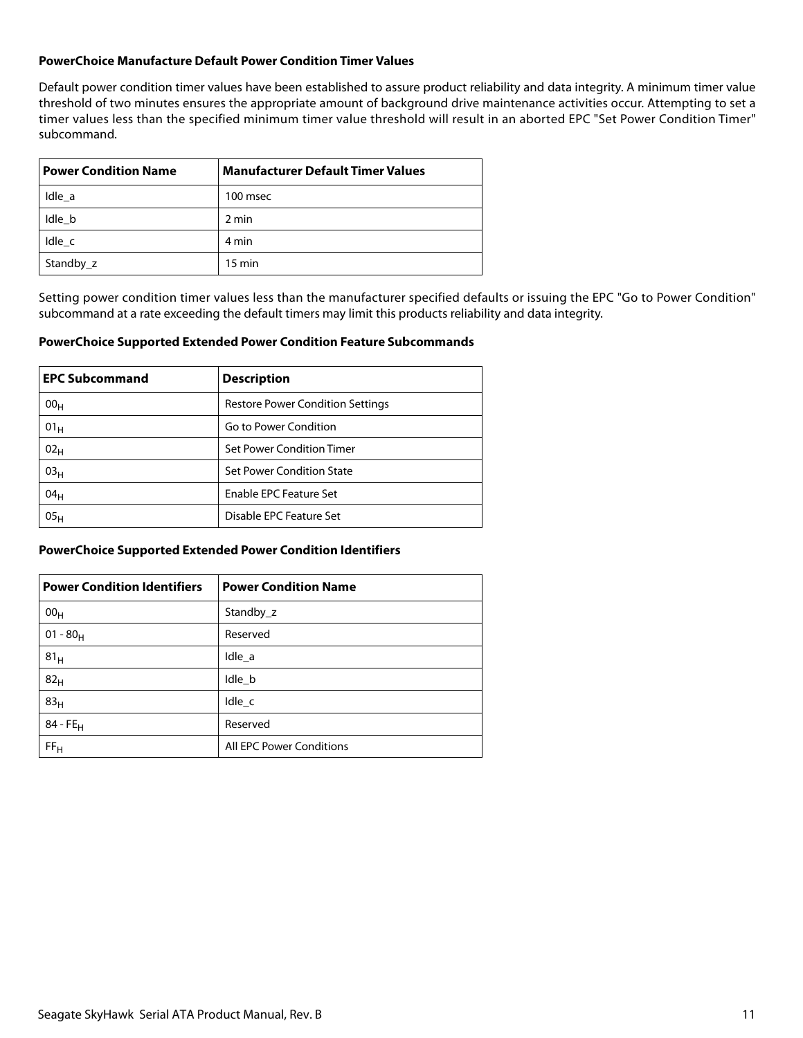**PowerChoice Manufacture Default Power Condition Timer Values**

Default power condition timer values have been established to assure product reliability and data integrity. A minimum timer value threshold of two minutes ensures the appropriate amount of background drive maintenance activities occur. Attempting to set a timer values less than the specified minimum timer value threshold will result in an aborted EPC "Set Power Condition Timer" subcommand.

| Power Condition Name | Manufacturer Default Timer Values |
|---|---|
| Idle_a | 100 msec |
| Idle_b | 2 min |
| Idle_c | 4 min |
| Standby_z | 15 min |

Setting power condition timer values less than the manufacturer specified defaults or issuing the EPC "Go to Power Condition" subcommand at a rate exceeding the default timers may limit this products reliability and data integrity.

**PowerChoice Supported Extended Power Condition Feature Subcommands**

| EPC Subcommand | Description |
|---|---|
| $00_H$ | Restore Power Condition Settings |
| $01_H$ | Go to Power Condition |
| $02_H$ | Set Power Condition Timer |
| $03_H$ | Set Power Condition State |
| $04_H$ | Enable EPC Feature Set |
| $05_H$ | Disable EPC Feature Set |

**PowerChoice Supported Extended Power Condition Identifiers**

| Power Condition Identifiers | Power Condition Name |
|---|---|
| $00_H$ | Standby_z |
| $01 - 80_H$ | Reserved |
| $81_H$ | Idle_a |
| $82_H$ | Idle_b |
| $83_H$ | Idle_c |
| $84 - FE_H$ | Reserved |
| $FF_H$ | All EPC Power Conditions |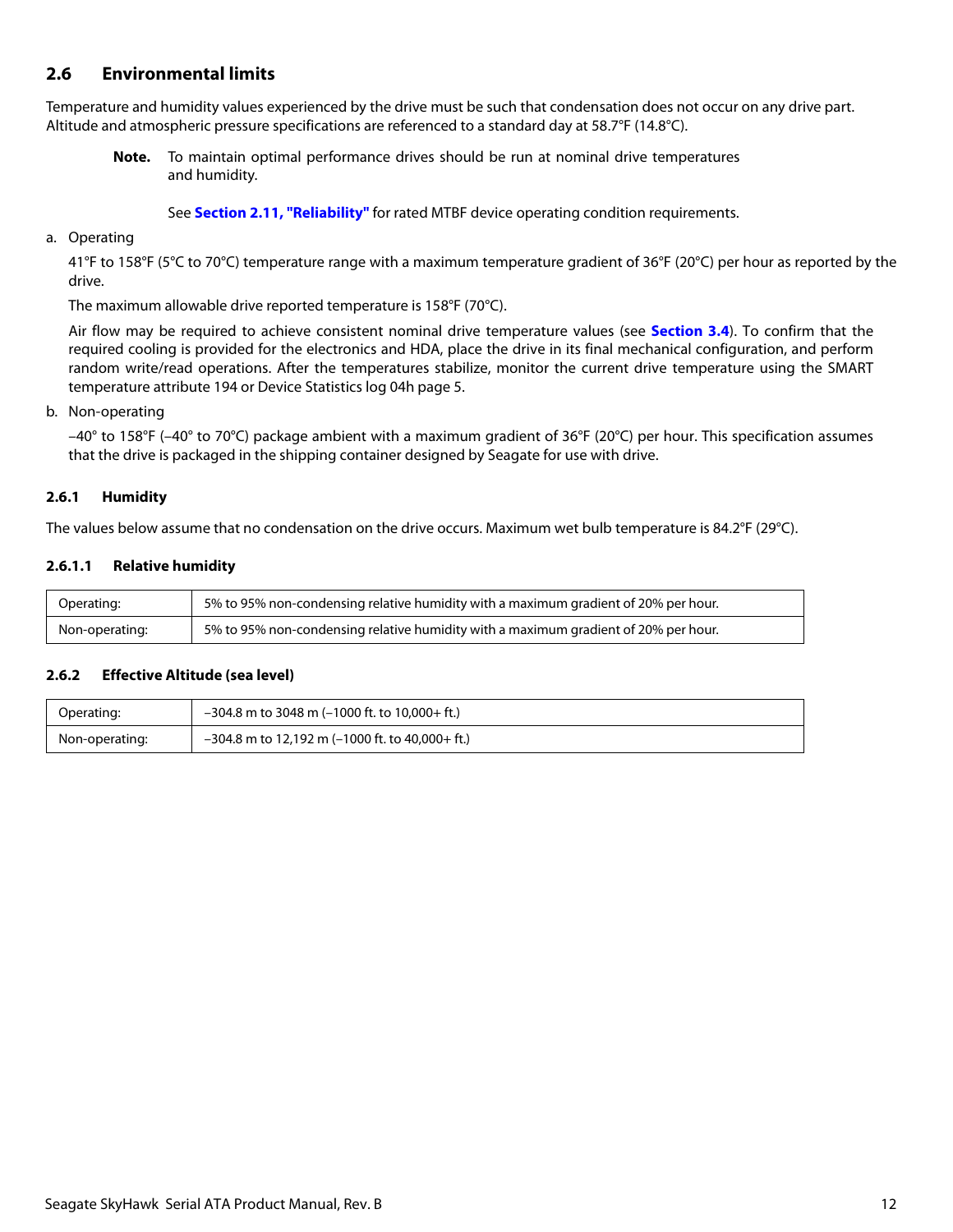## 2.6 Environmental limits

Temperature and humidity values experienced by the drive must be such that condensation does not occur on any drive part. Altitude and atmospheric pressure specifications are referenced to a standard day at 58.7°F (14.8°C).

> **Note.** To maintain optimal performance drives should be run at nominal drive temperatures and humidity.
>
> See **Section 2.11, "Reliability"** for rated MTBF device operating condition requirements.

a. Operating

41°F to 158°F (5°C to 70°C) temperature range with a maximum temperature gradient of 36°F (20°C) per hour as reported by the drive.

The maximum allowable drive reported temperature is 158°F (70°C).

Air flow may be required to achieve consistent nominal drive temperature values (see **Section 3.4**). To confirm that the required cooling is provided for the electronics and HDA, place the drive in its final mechanical configuration, and perform random write/read operations. After the temperatures stabilize, monitor the current drive temperature using the SMART temperature attribute 194 or Device Statistics log 04h page 5.

b. Non-operating

–40° to 158°F (–40° to 70°C) package ambient with a maximum gradient of 36°F (20°C) per hour. This specification assumes that the drive is packaged in the shipping container designed by Seagate for use with drive.

### 2.6.1 Humidity

The values below assume that no condensation on the drive occurs. Maximum wet bulb temperature is 84.2°F (29°C).

#### 2.6.1.1 Relative humidity

| | |
|---|---|
| Operating: | 5% to 95% non-condensing relative humidity with a maximum gradient of 20% per hour. |
| Non-operating: | 5% to 95% non-condensing relative humidity with a maximum gradient of 20% per hour. |

### 2.6.2 Effective Altitude (sea level)

| | |
|---|---|
| Operating: | –304.8 m to 3048 m (–1000 ft. to 10,000+ ft.) |
| Non-operating: | –304.8 m to 12,192 m (–1000 ft. to 40,000+ ft.) |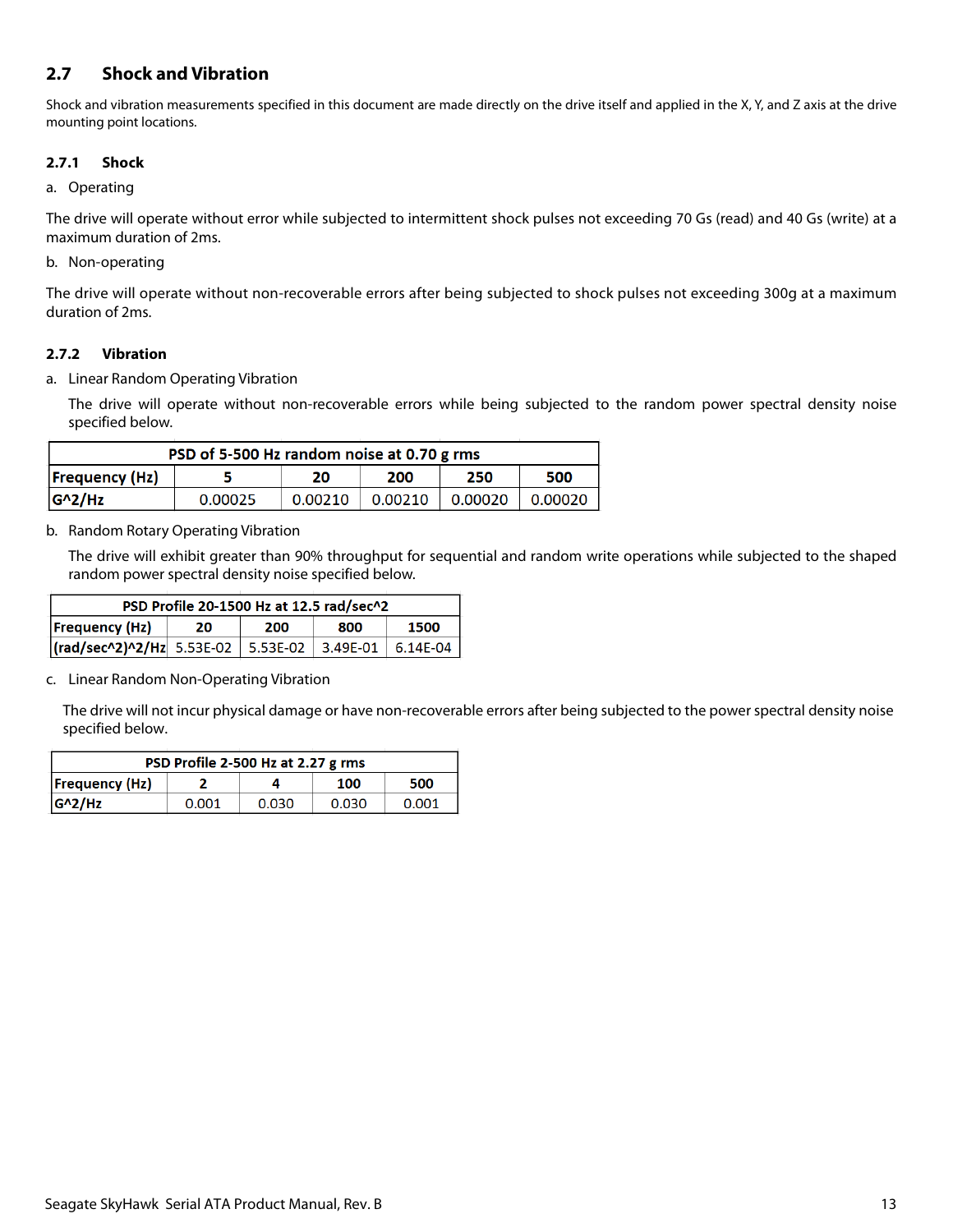## 2.7 Shock and Vibration

Shock and vibration measurements specified in this document are made directly on the drive itself and applied in the X, Y, and Z axis at the drive mounting point locations.

### 2.7.1 Shock

a. Operating

The drive will operate without error while subjected to intermittent shock pulses not exceeding 70 Gs (read) and 40 Gs (write) at a maximum duration of 2ms.

b. Non-operating

The drive will operate without non-recoverable errors after being subjected to shock pulses not exceeding 300g at a maximum duration of 2ms.

### 2.7.2 Vibration

a. Linear Random Operating Vibration

The drive will operate without non-recoverable errors while being subjected to the random power spectral density noise specified below.

| PSD of 5-500 Hz random noise at 0.70 g rms | | | | | |
|---|---|---|---|---|---|
| **Frequency (Hz)** | **5** | **20** | **200** | **250** | **500** |
| **G^2/Hz** | 0.00025 | 0.00210 | 0.00210 | 0.00020 | 0.00020 |

b. Random Rotary Operating Vibration

The drive will exhibit greater than 90% throughput for sequential and random write operations while subjected to the shaped random power spectral density noise specified below.

| PSD Profile 20-1500 Hz at 12.5 rad/sec^2 | | | | |
|---|---|---|---|---|
| **Frequency (Hz)** | **20** | **200** | **800** | **1500** |
| **(rad/sec^2)^2/Hz** | 5.53E-02 | 5.53E-02 | 3.49E-01 | 6.14E-04 |

c. Linear Random Non-Operating Vibration

The drive will not incur physical damage or have non-recoverable errors after being subjected to the power spectral density noise specified below.

| PSD Profile 2-500 Hz at 2.27 g rms | | | | |
|---|---|---|---|---|
| **Frequency (Hz)** | **2** | **4** | **100** | **500** |
| **G^2/Hz** | 0.001 | 0.030 | 0.030 | 0.001 |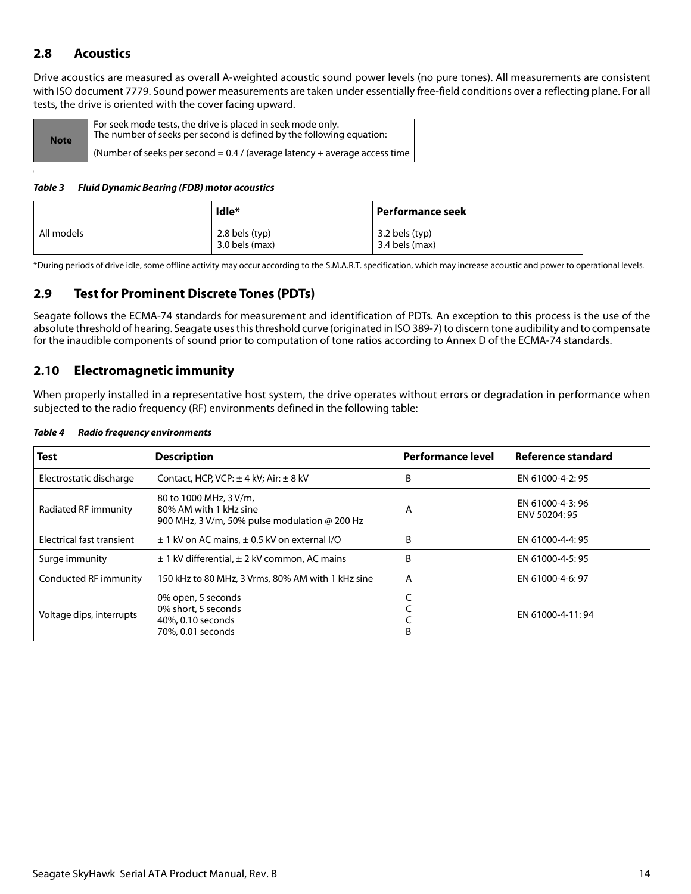## 2.8 Acoustics

Drive acoustics are measured as overall A-weighted acoustic sound power levels (no pure tones). All measurements are consistent with ISO document 7779. Sound power measurements are taken under essentially free-field conditions over a reflecting plane. For all tests, the drive is oriented with the cover facing upward.

| Note | For seek mode tests, the drive is placed in seek mode only. The number of seeks per second is defined by the following equation:<br><br>(Number of seeks per second = 0.4 / (average latency + average access time |
|---|---|

*Table 3 Fluid Dynamic Bearing (FDB) motor acoustics*

| | Idle* | Performance seek |
|---|---|---|
| All models | 2.8 bels (typ)<br>3.0 bels (max) | 3.2 bels (typ)<br>3.4 bels (max) |

*During periods of drive idle, some offline activity may occur according to the S.M.A.R.T. specification, which may increase acoustic and power to operational levels.

## 2.9 Test for Prominent Discrete Tones (PDTs)

Seagate follows the ECMA-74 standards for measurement and identification of PDTs. An exception to this process is the use of the absolute threshold of hearing. Seagate uses this threshold curve (originated in ISO 389-7) to discern tone audibility and to compensate for the inaudible components of sound prior to computation of tone ratios according to Annex D of the ECMA-74 standards.

## 2.10 Electromagnetic immunity

When properly installed in a representative host system, the drive operates without errors or degradation in performance when subjected to the radio frequency (RF) environments defined in the following table:

*Table 4 Radio frequency environments*

| Test | Description | Performance level | Reference standard |
|---|---|---|---|
| Electrostatic discharge | Contact, HCP, VCP: ± 4 kV; Air: ± 8 kV | B | EN 61000-4-2: 95 |
| Radiated RF immunity | 80 to 1000 MHz, 3 V/m,<br>80% AM with 1 kHz sine<br>900 MHz, 3 V/m, 50% pulse modulation @ 200 Hz | A | EN 61000-4-3: 96<br>ENV 50204: 95 |
| Electrical fast transient | ± 1 kV on AC mains, ± 0.5 kV on external I/O | B | EN 61000-4-4: 95 |
| Surge immunity | ± 1 kV differential, ± 2 kV common, AC mains | B | EN 61000-4-5: 95 |
| Conducted RF immunity | 150 kHz to 80 MHz, 3 Vrms, 80% AM with 1 kHz sine | A | EN 61000-4-6: 97 |
| Voltage dips, interrupts | 0% open, 5 seconds<br>0% short, 5 seconds<br>40%, 0.10 seconds<br>70%, 0.01 seconds | C<br>C<br>C<br>B | EN 61000-4-11: 94 |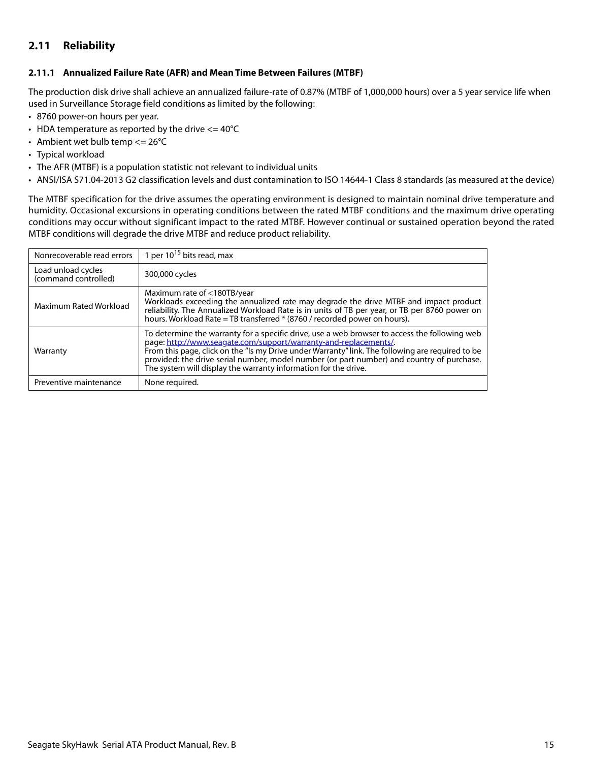## 2.11 Reliability

### 2.11.1 Annualized Failure Rate (AFR) and Mean Time Between Failures (MTBF)

The production disk drive shall achieve an annualized failure-rate of 0.87% (MTBF of 1,000,000 hours) over a 5 year service life when used in Surveillance Storage field conditions as limited by the following:

- 8760 power-on hours per year.
- HDA temperature as reported by the drive <= 40°C
- Ambient wet bulb temp <= 26°C
- Typical workload
- The AFR (MTBF) is a population statistic not relevant to individual units
- ANSI/ISA S71.04-2013 G2 classification levels and dust contamination to ISO 14644-1 Class 8 standards (as measured at the device)

The MTBF specification for the drive assumes the operating environment is designed to maintain nominal drive temperature and humidity. Occasional excursions in operating conditions between the rated MTBF conditions and the maximum drive operating conditions may occur without significant impact to the rated MTBF. However continual or sustained operation beyond the rated MTBF conditions will degrade the drive MTBF and reduce product reliability.

| | |
|---|---|
| Nonrecoverable read errors | 1 per $10^{15}$ bits read, max |
| Load unload cycles (command controlled) | 300,000 cycles |
| Maximum Rated Workload | Maximum rate of <180TB/year<br>Workloads exceeding the annualized rate may degrade the drive MTBF and impact product reliability. The Annualized Workload Rate is in units of TB per year, or TB per 8760 power on hours. Workload Rate = TB transferred * (8760 / recorded power on hours). |
| Warranty | To determine the warranty for a specific drive, use a web browser to access the following web page: http://www.seagate.com/support/warranty-and-replacements/.<br>From this page, click on the "Is my Drive under Warranty" link. The following are required to be provided: the drive serial number, model number (or part number) and country of purchase. The system will display the warranty information for the drive. |
| Preventive maintenance | None required. |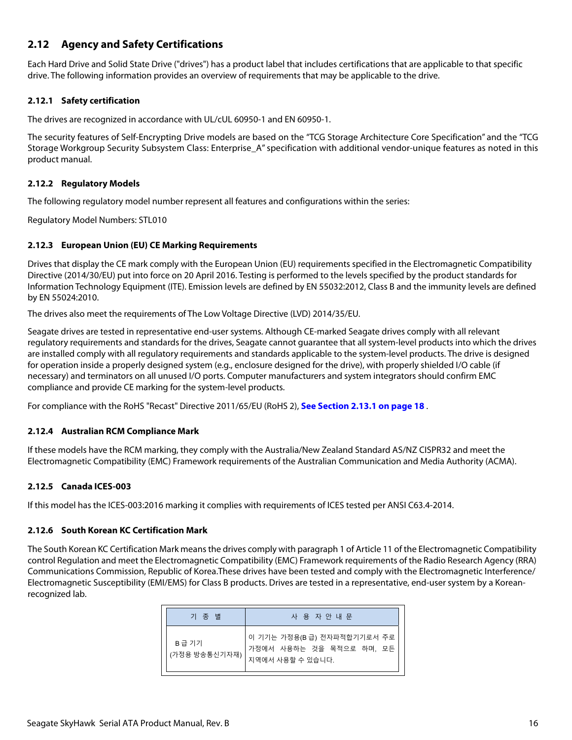## 2.12 Agency and Safety Certifications

Each Hard Drive and Solid State Drive ("drives") has a product label that includes certifications that are applicable to that specific drive. The following information provides an overview of requirements that may be applicable to the drive.

### 2.12.1 Safety certification

The drives are recognized in accordance with UL/cUL 60950-1 and EN 60950-1.

The security features of Self-Encrypting Drive models are based on the "TCG Storage Architecture Core Specification" and the "TCG Storage Workgroup Security Subsystem Class: Enterprise_A" specification with additional vendor-unique features as noted in this product manual.

### 2.12.2 Regulatory Models

The following regulatory model number represent all features and configurations within the series:

Regulatory Model Numbers: STL010

### 2.12.3 European Union (EU) CE Marking Requirements

Drives that display the CE mark comply with the European Union (EU) requirements specified in the Electromagnetic Compatibility Directive (2014/30/EU) put into force on 20 April 2016. Testing is performed to the levels specified by the product standards for Information Technology Equipment (ITE). Emission levels are defined by EN 55032:2012, Class B and the immunity levels are defined by EN 55024:2010.

The drives also meet the requirements of The Low Voltage Directive (LVD) 2014/35/EU.

Seagate drives are tested in representative end-user systems. Although CE-marked Seagate drives comply with all relevant regulatory requirements and standards for the drives, Seagate cannot guarantee that all system-level products into which the drives are installed comply with all regulatory requirements and standards applicable to the system-level products. The drive is designed for operation inside a properly designed system (e.g., enclosure designed for the drive), with properly shielded I/O cable (if necessary) and terminators on all unused I/O ports. Computer manufacturers and system integrators should confirm EMC compliance and provide CE marking for the system-level products.

For compliance with the RoHS "Recast" Directive 2011/65/EU (RoHS 2), **See Section 2.13.1 on page 18** .

### 2.12.4 Australian RCM Compliance Mark

If these models have the RCM marking, they comply with the Australia/New Zealand Standard AS/NZ CISPR32 and meet the Electromagnetic Compatibility (EMC) Framework requirements of the Australian Communication and Media Authority (ACMA).

### 2.12.5 Canada ICES-003

If this model has the ICES-003:2016 marking it complies with requirements of ICES tested per ANSI C63.4-2014.

### 2.12.6 South Korean KC Certification Mark

The South Korean KC Certification Mark means the drives comply with paragraph 1 of Article 11 of the Electromagnetic Compatibility control Regulation and meet the Electromagnetic Compatibility (EMC) Framework requirements of the Radio Research Agency (RRA) Communications Commission, Republic of Korea.These drives have been tested and comply with the Electromagnetic Interference/ Electromagnetic Susceptibility (EMI/EMS) for Class B products. Drives are tested in a representative, end-user system by a Korean-recognized lab.

| 기 종 별 | 사 용 자 안 내 문 |
|---|---|
| B 급 기기<br>(가정용 방송통신기자재) | 이 기기는 가정용(B 급) 전자파적합기기로서 주로 가정에서 사용하는 것을 목적으로 하며, 모든 지역에서 사용할 수 있습니다. |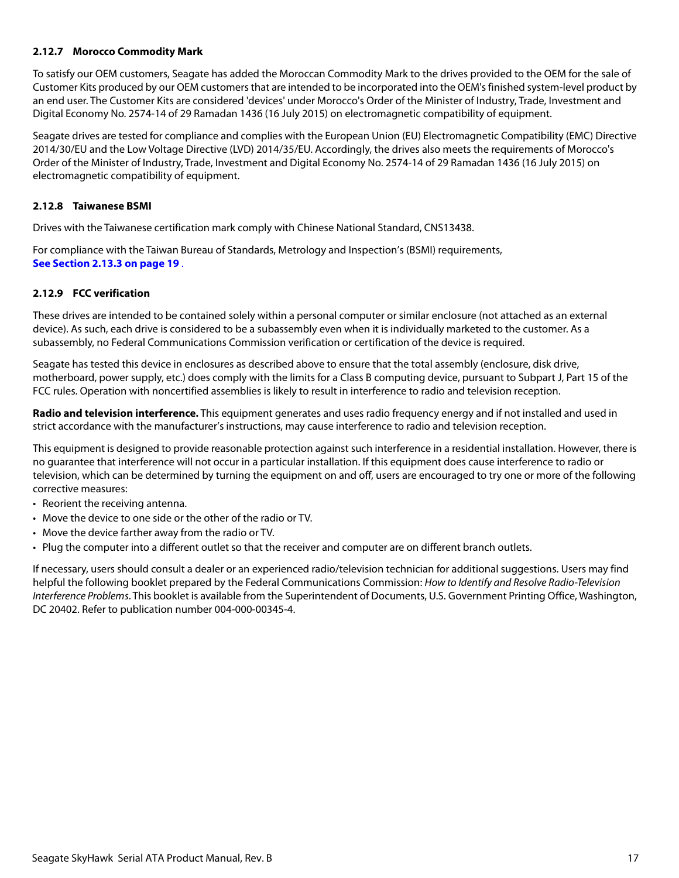### 2.12.7 Morocco Commodity Mark

To satisfy our OEM customers, Seagate has added the Moroccan Commodity Mark to the drives provided to the OEM for the sale of Customer Kits produced by our OEM customers that are intended to be incorporated into the OEM's finished system-level product by an end user. The Customer Kits are considered 'devices' under Morocco's Order of the Minister of Industry, Trade, Investment and Digital Economy No. 2574-14 of 29 Ramadan 1436 (16 July 2015) on electromagnetic compatibility of equipment.

Seagate drives are tested for compliance and complies with the European Union (EU) Electromagnetic Compatibility (EMC) Directive 2014/30/EU and the Low Voltage Directive (LVD) 2014/35/EU. Accordingly, the drives also meets the requirements of Morocco's Order of the Minister of Industry, Trade, Investment and Digital Economy No. 2574-14 of 29 Ramadan 1436 (16 July 2015) on electromagnetic compatibility of equipment.

### 2.12.8 Taiwanese BSMI

Drives with the Taiwanese certification mark comply with Chinese National Standard, CNS13438.

For compliance with the Taiwan Bureau of Standards, Metrology and Inspection's (BSMI) requirements, **See Section 2.13.3 on page 19** .

### 2.12.9 FCC verification

These drives are intended to be contained solely within a personal computer or similar enclosure (not attached as an external device). As such, each drive is considered to be a subassembly even when it is individually marketed to the customer. As a subassembly, no Federal Communications Commission verification or certification of the device is required.

Seagate has tested this device in enclosures as described above to ensure that the total assembly (enclosure, disk drive, motherboard, power supply, etc.) does comply with the limits for a Class B computing device, pursuant to Subpart J, Part 15 of the FCC rules. Operation with noncertified assemblies is likely to result in interference to radio and television reception.

**Radio and television interference.** This equipment generates and uses radio frequency energy and if not installed and used in strict accordance with the manufacturer's instructions, may cause interference to radio and television reception.

This equipment is designed to provide reasonable protection against such interference in a residential installation. However, there is no guarantee that interference will not occur in a particular installation. If this equipment does cause interference to radio or television, which can be determined by turning the equipment on and off, users are encouraged to try one or more of the following corrective measures:

- Reorient the receiving antenna.
- Move the device to one side or the other of the radio or TV.
- Move the device farther away from the radio or TV.
- Plug the computer into a different outlet so that the receiver and computer are on different branch outlets.

If necessary, users should consult a dealer or an experienced radio/television technician for additional suggestions. Users may find helpful the following booklet prepared by the Federal Communications Commission: *How to Identify and Resolve Radio-Television Interference Problems*. This booklet is available from the Superintendent of Documents, U.S. Government Printing Office, Washington, DC 20402. Refer to publication number 004-000-00345-4.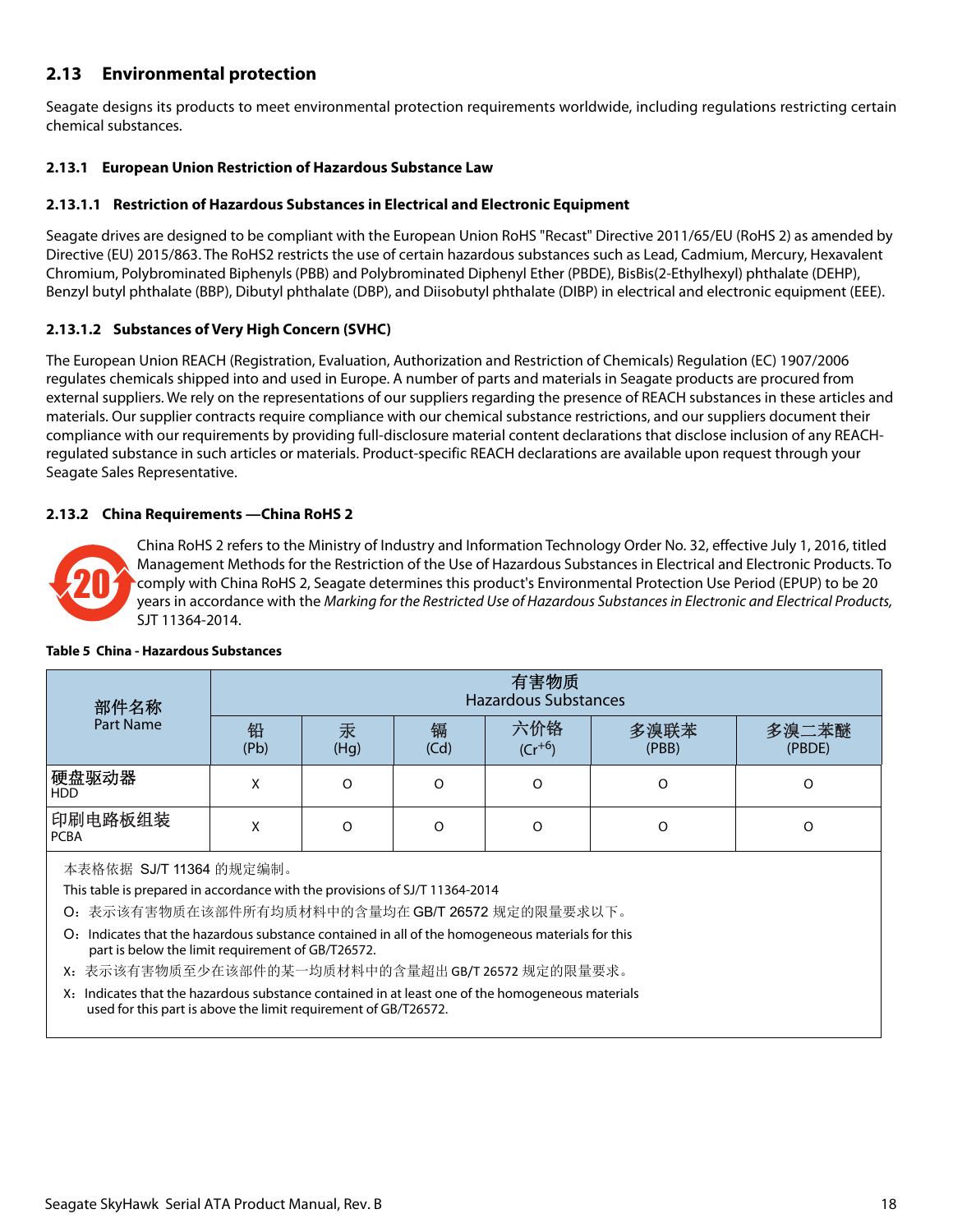## 2.13 Environmental protection

Seagate designs its products to meet environmental protection requirements worldwide, including regulations restricting certain chemical substances.

### 2.13.1 European Union Restriction of Hazardous Substance Law

#### 2.13.1.1 Restriction of Hazardous Substances in Electrical and Electronic Equipment

Seagate drives are designed to be compliant with the European Union RoHS "Recast" Directive 2011/65/EU (RoHS 2) as amended by Directive (EU) 2015/863. The RoHS2 restricts the use of certain hazardous substances such as Lead, Cadmium, Mercury, Hexavalent Chromium, Polybrominated Biphenyls (PBB) and Polybrominated Diphenyl Ether (PBDE), BisBis(2-Ethylhexyl) phthalate (DEHP), Benzyl butyl phthalate (BBP), Dibutyl phthalate (DBP), and Diisobutyl phthalate (DIBP) in electrical and electronic equipment (EEE).

#### 2.13.1.2 Substances of Very High Concern (SVHC)

The European Union REACH (Registration, Evaluation, Authorization and Restriction of Chemicals) Regulation (EC) 1907/2006 regulates chemicals shipped into and used in Europe. A number of parts and materials in Seagate products are procured from external suppliers. We rely on the representations of our suppliers regarding the presence of REACH substances in these articles and materials. Our supplier contracts require compliance with our chemical substance restrictions, and our suppliers document their compliance with our requirements by providing full-disclosure material content declarations that disclose inclusion of any REACH-regulated substance in such articles or materials. Product-specific REACH declarations are available upon request through your Seagate Sales Representative.

### 2.13.2 China Requirements —China RoHS 2

China RoHS 2 refers to the Ministry of Industry and Information Technology Order No. 32, effective July 1, 2016, titled Management Methods for the Restriction of the Use of Hazardous Substances in Electrical and Electronic Products. To comply with China RoHS 2, Seagate determines this product's Environmental Protection Use Period (EPUP) to be 20 years in accordance with the *Marking for the Restricted Use of Hazardous Substances in Electronic and Electrical Products,* SJT 11364-2014.

**Table 5 China - Hazardous Substances**

| 部件名称 Part Name | 有害物质 Hazardous Substances | | | | | |
|---|---|---|---|---|---|---|
| | 铅 (Pb) | 汞 (Hg) | 镉 (Cd) | 六价铬 ($Cr^{+6}$) | 多溴联苯 (PBB) | 多溴二苯醚 (PBDE) |
| 硬盘驱动器 HDD | X | O | O | O | O | O |
| 印刷电路板组装 PCBA | X | O | O | O | O | O |

本表格依据 SJ/T 11364 的规定编制。

This table is prepared in accordance with the provisions of SJ/T 11364-2014

O：表示该有害物质在该部件所有均质材料中的含量均在 GB/T 26572 规定的限量要求以下。

O：Indicates that the hazardous substance contained in all of the homogeneous materials for this part is below the limit requirement of GB/T26572.

X：表示该有害物质至少在该部件的某一均质材料中的含量超出 GB/T 26572 规定的限量要求。

X：Indicates that the hazardous substance contained in at least one of the homogeneous materials used for this part is above the limit requirement of GB/T26572.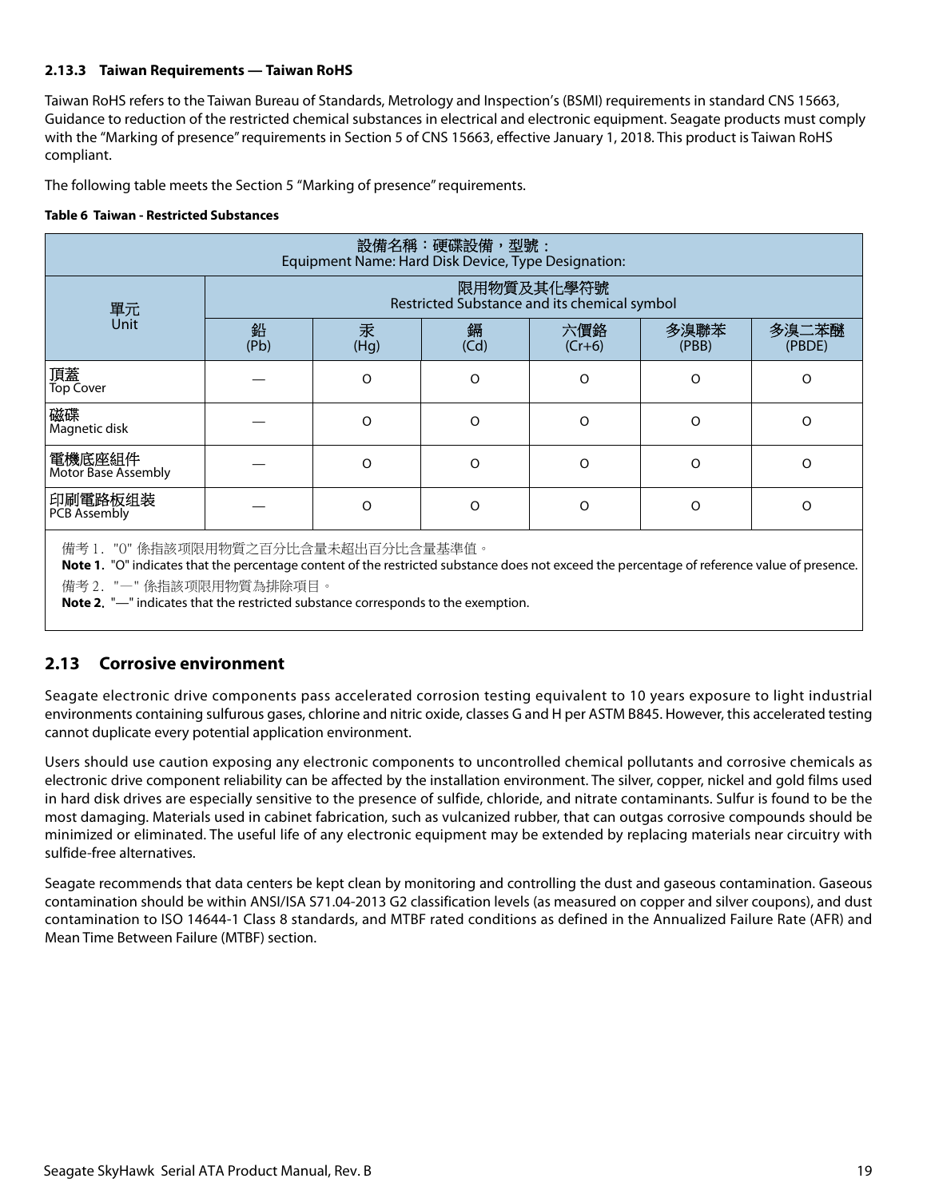### 2.13.3 Taiwan Requirements — Taiwan RoHS

Taiwan RoHS refers to the Taiwan Bureau of Standards, Metrology and Inspection's (BSMI) requirements in standard CNS 15663, Guidance to reduction of the restricted chemical substances in electrical and electronic equipment. Seagate products must comply with the "Marking of presence" requirements in Section 5 of CNS 15663, effective January 1, 2018. This product is Taiwan RoHS compliant.

The following table meets the Section 5 "Marking of presence" requirements.

**Table 6 Taiwan - Restricted Substances**

| 設備名稱：硬碟設備，型號：<br>Equipment Name: Hard Disk Device, Type Designation: | | | | | | |
|---|---|---|---|---|---|---|
| 單元<br>Unit | 限用物質及其化學符號<br>Restricted Substance and its chemical symbol | | | | | |
| | 鉛<br>(Pb) | 汞<br>(Hg) | 鎘<br>(Cd) | 六價鉻<br>(Cr+6) | 多溴聯苯<br>(PBB) | 多溴二苯醚<br>(PBDE) |
| 頂蓋<br>Top Cover | — | O | O | O | O | O |
| 磁碟<br>Magnetic disk | — | O | O | O | O | O |
| 電機底座組件<br>Motor Base Assembly | — | O | O | O | O | O |
| 印刷電路板组装<br>PCB Assembly | — | O | O | O | O | O |

備考 1. "O" 係指該项限用物質之百分比含量未超出百分比含量基準值。
**Note 1.** "O" indicates that the percentage content of the restricted substance does not exceed the percentage of reference value of presence.
備考 2. "—" 係指該项限用物質為排除項目。
**Note 2.** "—" indicates that the restricted substance corresponds to the exemption.

## 2.13 Corrosive environment

Seagate electronic drive components pass accelerated corrosion testing equivalent to 10 years exposure to light industrial environments containing sulfurous gases, chlorine and nitric oxide, classes G and H per ASTM B845. However, this accelerated testing cannot duplicate every potential application environment.

Users should use caution exposing any electronic components to uncontrolled chemical pollutants and corrosive chemicals as electronic drive component reliability can be affected by the installation environment. The silver, copper, nickel and gold films used in hard disk drives are especially sensitive to the presence of sulfide, chloride, and nitrate contaminants. Sulfur is found to be the most damaging. Materials used in cabinet fabrication, such as vulcanized rubber, that can outgas corrosive compounds should be minimized or eliminated. The useful life of any electronic equipment may be extended by replacing materials near circuitry with sulfide-free alternatives.

Seagate recommends that data centers be kept clean by monitoring and controlling the dust and gaseous contamination. Gaseous contamination should be within ANSI/ISA S71.04-2013 G2 classification levels (as measured on copper and silver coupons), and dust contamination to ISO 14644-1 Class 8 standards, and MTBF rated conditions as defined in the Annualized Failure Rate (AFR) and Mean Time Between Failure (MTBF) section.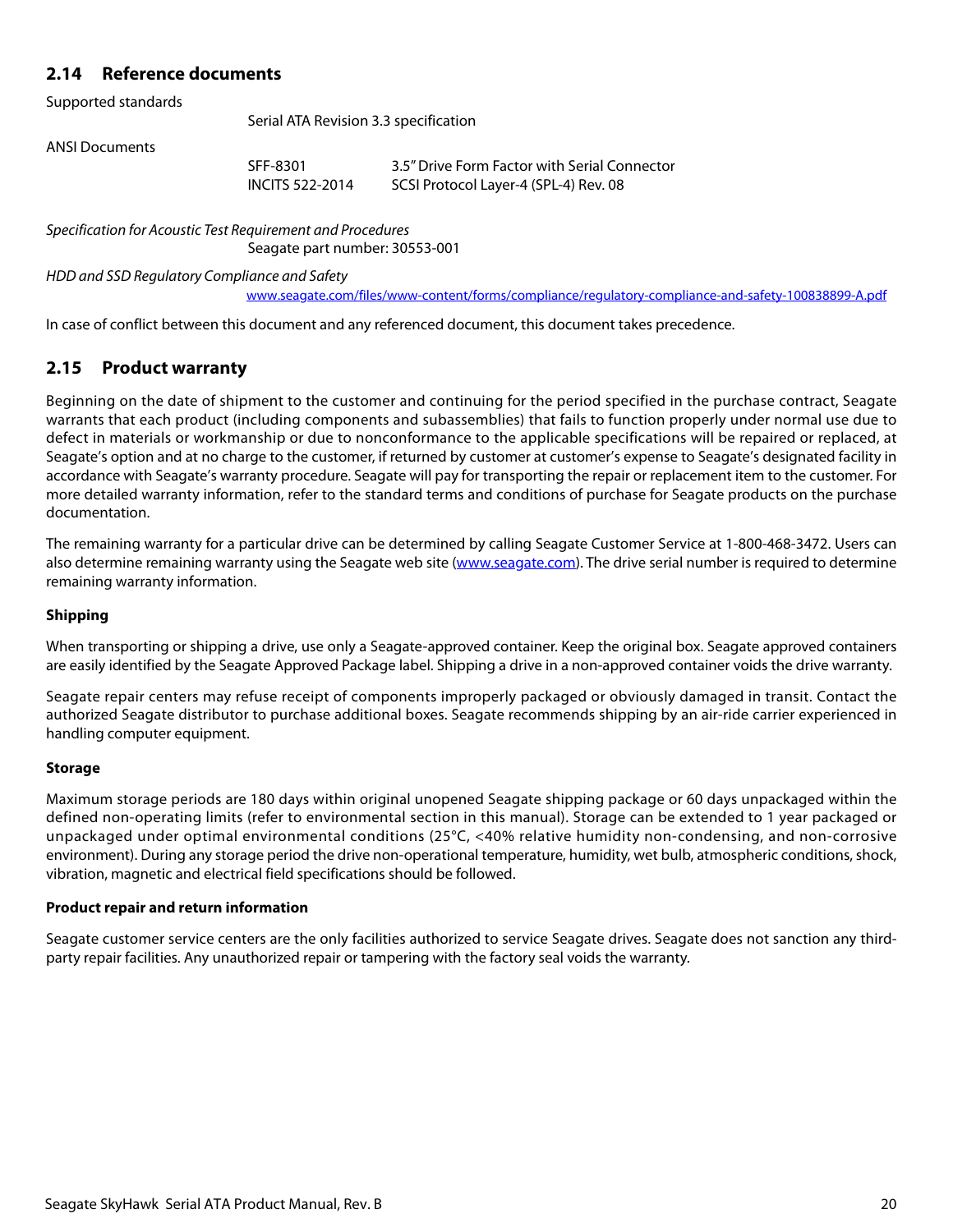## 2.14 Reference documents

Supported standards

| | | |
|---|---|---|
| Supported standards | Serial ATA Revision 3.3 specification | |
| ANSI Documents | SFF-8301 | 3.5" Drive Form Factor with Serial Connector |
| | INCITS 522-2014 | SCSI Protocol Layer-4 (SPL-4) Rev. 08 |

*Specification for Acoustic Test Requirement and Procedures*
Seagate part number: 30553-001

*HDD and SSD Regulatory Compliance and Safety*
www.seagate.com/files/www-content/forms/compliance/regulatory-compliance-and-safety-100838899-A.pdf

In case of conflict between this document and any referenced document, this document takes precedence.

## 2.15 Product warranty

Beginning on the date of shipment to the customer and continuing for the period specified in the purchase contract, Seagate warrants that each product (including components and subassemblies) that fails to function properly under normal use due to defect in materials or workmanship or due to nonconformance to the applicable specifications will be repaired or replaced, at Seagate's option and at no charge to the customer, if returned by customer at customer's expense to Seagate's designated facility in accordance with Seagate's warranty procedure. Seagate will pay for transporting the repair or replacement item to the customer. For more detailed warranty information, refer to the standard terms and conditions of purchase for Seagate products on the purchase documentation.

The remaining warranty for a particular drive can be determined by calling Seagate Customer Service at 1-800-468-3472. Users can also determine remaining warranty using the Seagate web site (www.seagate.com). The drive serial number is required to determine remaining warranty information.

**Shipping**

When transporting or shipping a drive, use only a Seagate-approved container. Keep the original box. Seagate approved containers are easily identified by the Seagate Approved Package label. Shipping a drive in a non-approved container voids the drive warranty.

Seagate repair centers may refuse receipt of components improperly packaged or obviously damaged in transit. Contact the authorized Seagate distributor to purchase additional boxes. Seagate recommends shipping by an air-ride carrier experienced in handling computer equipment.

**Storage**

Maximum storage periods are 180 days within original unopened Seagate shipping package or 60 days unpackaged within the defined non-operating limits (refer to environmental section in this manual). Storage can be extended to 1 year packaged or unpackaged under optimal environmental conditions (25°C, <40% relative humidity non-condensing, and non-corrosive environment). During any storage period the drive non-operational temperature, humidity, wet bulb, atmospheric conditions, shock, vibration, magnetic and electrical field specifications should be followed.

**Product repair and return information**

Seagate customer service centers are the only facilities authorized to service Seagate drives. Seagate does not sanction any third-party repair facilities. Any unauthorized repair or tampering with the factory seal voids the warranty.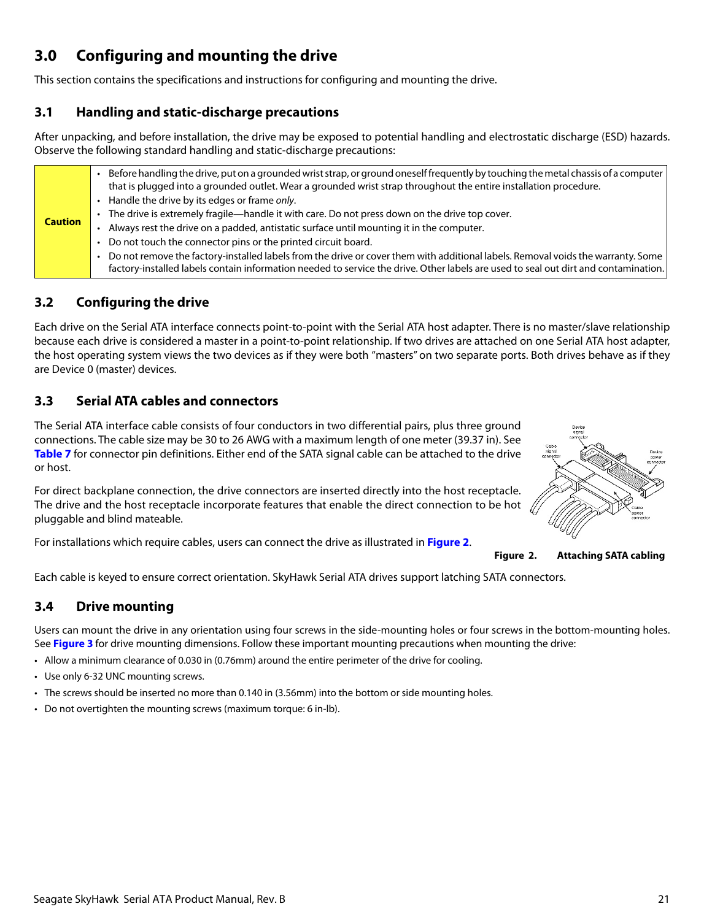# 3.0 Configuring and mounting the drive

This section contains the specifications and instructions for configuring and mounting the drive.

## 3.1 Handling and static-discharge precautions

After unpacking, and before installation, the drive may be exposed to potential handling and electrostatic discharge (ESD) hazards. Observe the following standard handling and static-discharge precautions:

| | |
|---|---|
| **Caution** | • Before handling the drive, put on a grounded wrist strap, or ground oneself frequently by touching the metal chassis of a computer that is plugged into a grounded outlet. Wear a grounded wrist strap throughout the entire installation procedure.<br>• Handle the drive by its edges or frame *only*.<br>• The drive is extremely fragile—handle it with care. Do not press down on the drive top cover.<br>• Always rest the drive on a padded, antistatic surface until mounting it in the computer.<br>• Do not touch the connector pins or the printed circuit board.<br>• Do not remove the factory-installed labels from the drive or cover them with additional labels. Removal voids the warranty. Some factory-installed labels contain information needed to service the drive. Other labels are used to seal out dirt and contamination. |

## 3.2 Configuring the drive

Each drive on the Serial ATA interface connects point-to-point with the Serial ATA host adapter. There is no master/slave relationship because each drive is considered a master in a point-to-point relationship. If two drives are attached on one Serial ATA host adapter, the host operating system views the two devices as if they were both "masters" on two separate ports. Both drives behave as if they are Device 0 (master) devices.

## 3.3 Serial ATA cables and connectors

The Serial ATA interface cable consists of four conductors in two differential pairs, plus three ground connections. The cable size may be 30 to 26 AWG with a maximum length of one meter (39.37 in). See **Table 7** for connector pin definitions. Either end of the SATA signal cable can be attached to the drive or host.

For direct backplane connection, the drive connectors are inserted directly into the host receptacle. The drive and the host receptacle incorporate features that enable the direct connection to be hot pluggable and blind mateable.

For installations which require cables, users can connect the drive as illustrated in **Figure 2**.

**Figure 2. Attaching SATA cabling**

Each cable is keyed to ensure correct orientation. SkyHawk Serial ATA drives support latching SATA connectors.

## 3.4 Drive mounting

Users can mount the drive in any orientation using four screws in the side-mounting holes or four screws in the bottom-mounting holes. See **Figure 3** for drive mounting dimensions. Follow these important mounting precautions when mounting the drive:

- Allow a minimum clearance of 0.030 in (0.76mm) around the entire perimeter of the drive for cooling.
- Use only 6-32 UNC mounting screws.
- The screws should be inserted no more than 0.140 in (3.56mm) into the bottom or side mounting holes.
- Do not overtighten the mounting screws (maximum torque: 6 in-lb).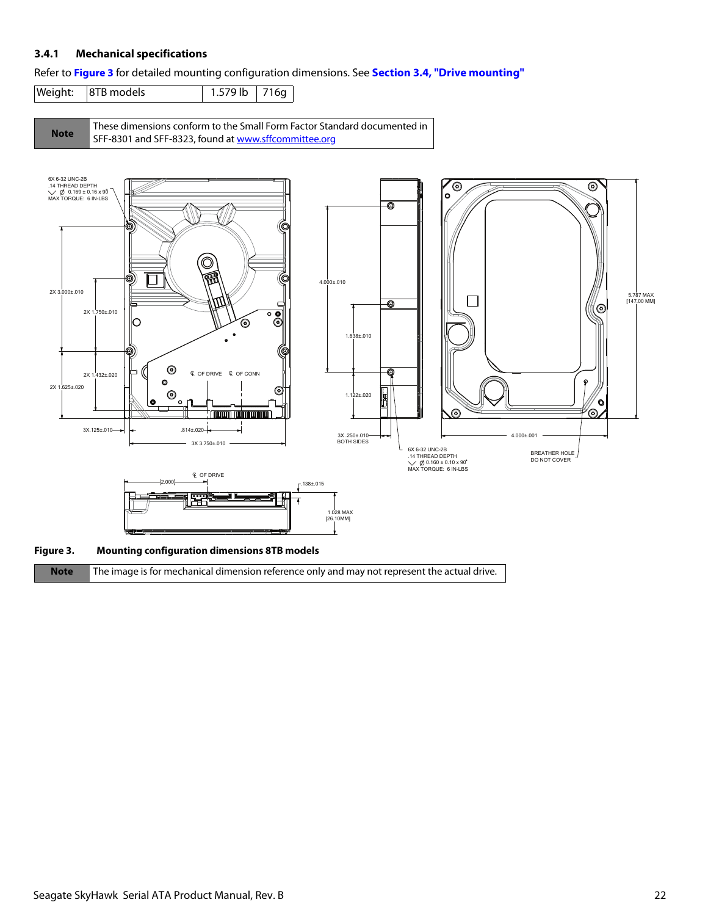### 3.4.1 Mechanical specifications

Refer to **Figure 3** for detailed mounting configuration dimensions. See **Section 3.4, "Drive mounting"**

| Weight: | 8TB models | 1.579 lb | 716g |
|---|---|---|---|

| Note | These dimensions conform to the Small Form Factor Standard documented in SFF-8301 and SFF-8323, found at www.sffcommittee.org |
|---|---|

**Figure 3. Mounting configuration dimensions 8TB models**

| Note | The image is for mechanical dimension reference only and may not represent the actual drive. |
|---|---|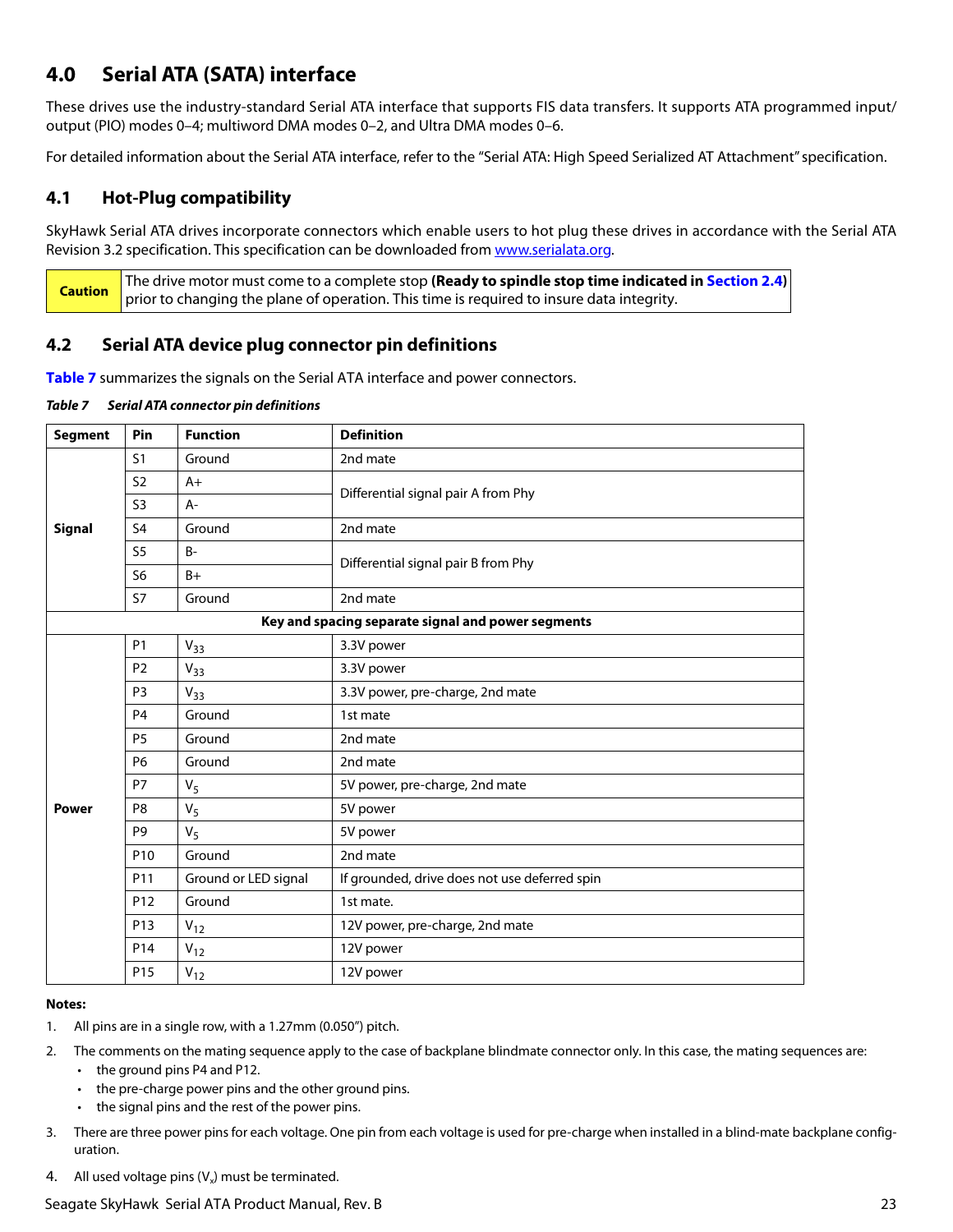# 4.0 Serial ATA (SATA) interface

These drives use the industry-standard Serial ATA interface that supports FIS data transfers. It supports ATA programmed input/output (PIO) modes 0–4; multiword DMA modes 0–2, and Ultra DMA modes 0–6.

For detailed information about the Serial ATA interface, refer to the "Serial ATA: High Speed Serialized AT Attachment" specification.

## 4.1 Hot-Plug compatibility

SkyHawk Serial ATA drives incorporate connectors which enable users to hot plug these drives in accordance with the Serial ATA Revision 3.2 specification. This specification can be downloaded from www.serialata.org.

| Caution | The drive motor must come to a complete stop **(Ready to spindle stop time indicated in Section 2.4)** prior to changing the plane of operation. This time is required to insure data integrity. |
|---|---|

## 4.2 Serial ATA device plug connector pin definitions

**Table 7** summarizes the signals on the Serial ATA interface and power connectors.

***Table 7 Serial ATA connector pin definitions***

| Segment | Pin | Function | Definition |
|---|---|---|---|
| **Signal** | S1 | Ground | 2nd mate |
| | S2 | A+ | Differential signal pair A from Phy |
| | S3 | A- | |
| | S4 | Ground | 2nd mate |
| | S5 | B- | Differential signal pair B from Phy |
| | S6 | B+ | |
| | S7 | Ground | 2nd mate |
| **Key and spacing separate signal and power segments** | | | |
| **Power** | P1 | $V_{33}$ | 3.3V power |
| | P2 | $V_{33}$ | 3.3V power |
| | P3 | $V_{33}$ | 3.3V power, pre-charge, 2nd mate |
| | P4 | Ground | 1st mate |
| | P5 | Ground | 2nd mate |
| | P6 | Ground | 2nd mate |
| | P7 | $V_5$ | 5V power, pre-charge, 2nd mate |
| | P8 | $V_5$ | 5V power |
| | P9 | $V_5$ | 5V power |
| | P10 | Ground | 2nd mate |
| | P11 | Ground or LED signal | If grounded, drive does not use deferred spin |
| | P12 | Ground | 1st mate. |
| | P13 | $V_{12}$ | 12V power, pre-charge, 2nd mate |
| | P14 | $V_{12}$ | 12V power |
| | P15 | $V_{12}$ | 12V power |

**Notes:**

1. All pins are in a single row, with a 1.27mm (0.050") pitch.
2. The comments on the mating sequence apply to the case of backplane blindmate connector only. In this case, the mating sequences are:
   - the ground pins P4 and P12.
   - the pre-charge power pins and the other ground pins.
   - the signal pins and the rest of the power pins.
3. There are three power pins for each voltage. One pin from each voltage is used for pre-charge when installed in a blind-mate backplane configuration.
4. All used voltage pins ($V_x$) must be terminated.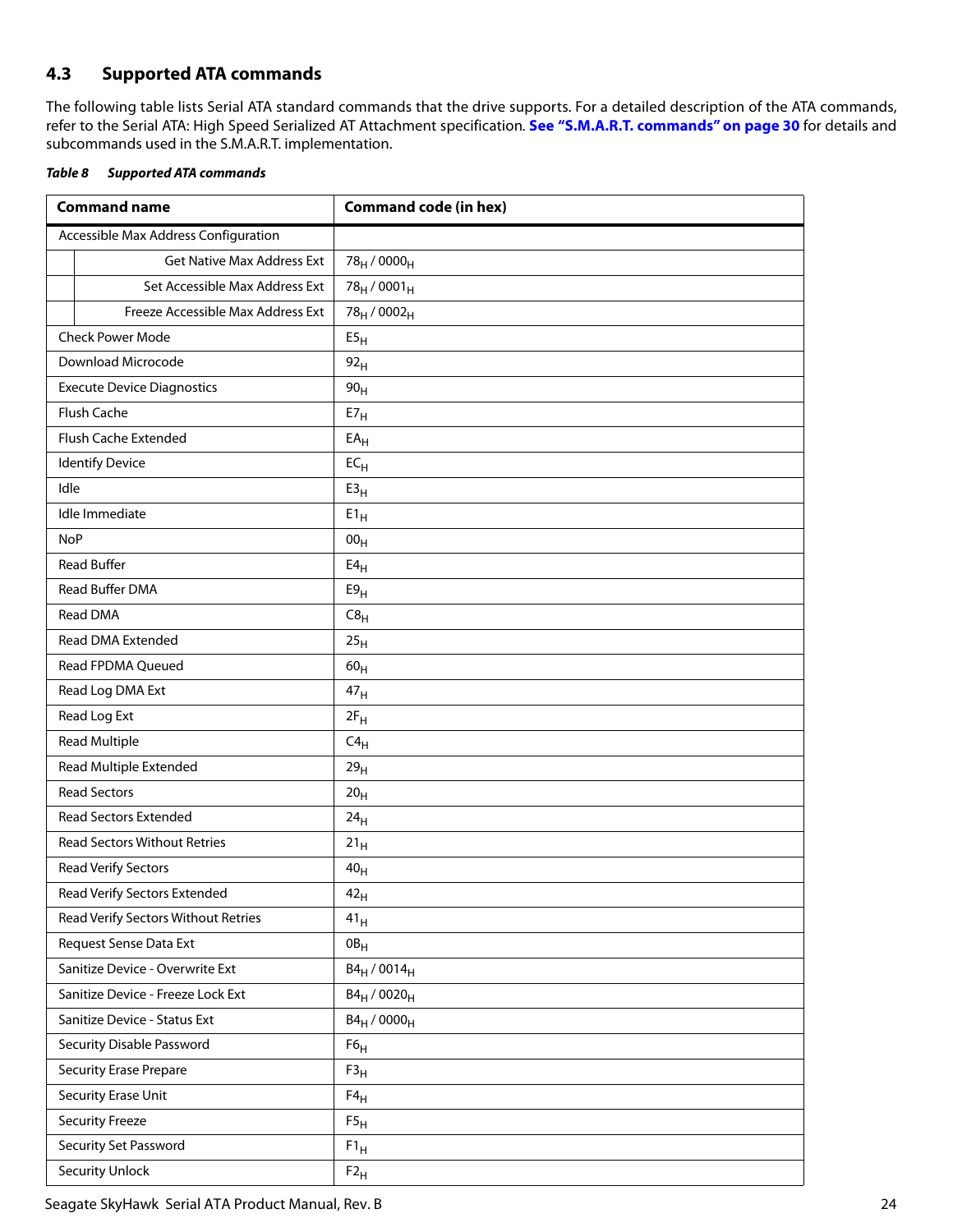## 4.3 Supported ATA commands

The following table lists Serial ATA standard commands that the drive supports. For a detailed description of the ATA commands, refer to the Serial ATA: High Speed Serialized AT Attachment specification. **See "S.M.A.R.T. commands" on page 30** for details and subcommands used in the S.M.A.R.T. implementation.

***Table 8 Supported ATA commands***

| Command name | Command code (in hex) |
|---|---|
| Accessible Max Address Configuration | |
| Get Native Max Address Ext | $78_H$ / $0000_H$ |
| Set Accessible Max Address Ext | $78_H$ / $0001_H$ |
| Freeze Accessible Max Address Ext | $78_H$ / $0002_H$ |
| Check Power Mode | $E5_H$ |
| Download Microcode | $92_H$ |
| Execute Device Diagnostics | $90_H$ |
| Flush Cache | $E7_H$ |
| Flush Cache Extended | $EA_H$ |
| Identify Device | $EC_H$ |
| Idle | $E3_H$ |
| Idle Immediate | $E1_H$ |
| NoP | $00_H$ |
| Read Buffer | $E4_H$ |
| Read Buffer DMA | $E9_H$ |
| Read DMA | $C8_H$ |
| Read DMA Extended | $25_H$ |
| Read FPDMA Queued | $60_H$ |
| Read Log DMA Ext | $47_H$ |
| Read Log Ext | $2F_H$ |
| Read Multiple | $C4_H$ |
| Read Multiple Extended | $29_H$ |
| Read Sectors | $20_H$ |
| Read Sectors Extended | $24_H$ |
| Read Sectors Without Retries | $21_H$ |
| Read Verify Sectors | $40_H$ |
| Read Verify Sectors Extended | $42_H$ |
| Read Verify Sectors Without Retries | $41_H$ |
| Request Sense Data Ext | $0B_H$ |
| Sanitize Device - Overwrite Ext | $B4_H$ / $0014_H$ |
| Sanitize Device - Freeze Lock Ext | $B4_H$ / $0020_H$ |
| Sanitize Device - Status Ext | $B4_H$ / $0000_H$ |
| Security Disable Password | $F6_H$ |
| Security Erase Prepare | $F3_H$ |
| Security Erase Unit | $F4_H$ |
| Security Freeze | $F5_H$ |
| Security Set Password | $F1_H$ |
| Security Unlock | $F2_H$ |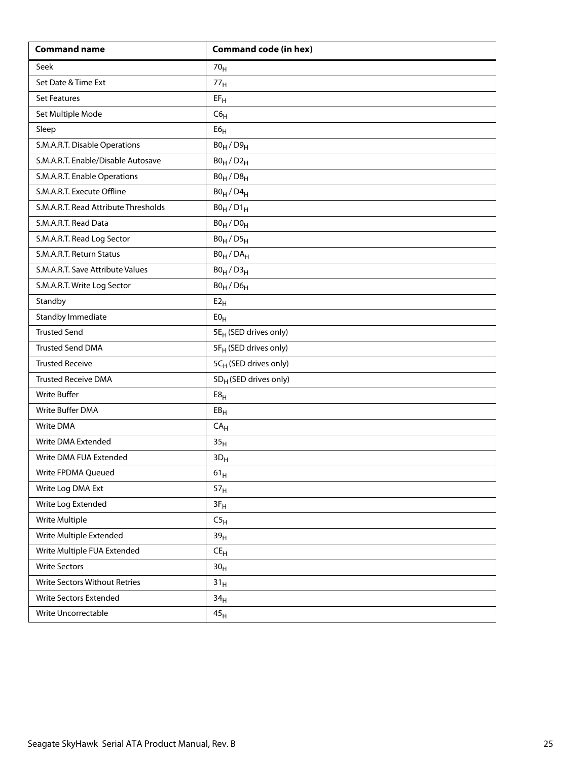| Command name | Command code (in hex) |
| --- | --- |
| Seek | $70_H$ |
| Set Date & Time Ext | $77_H$ |
| Set Features | $EF_H$ |
| Set Multiple Mode | $C6_H$ |
| Sleep | $E6_H$ |
| S.M.A.R.T. Disable Operations | $B0_H$ / $D9_H$ |
| S.M.A.R.T. Enable/Disable Autosave | $B0_H$ / $D2_H$ |
| S.M.A.R.T. Enable Operations | $B0_H$ / $D8_H$ |
| S.M.A.R.T. Execute Offline | $B0_H$ / $D4_H$ |
| S.M.A.R.T. Read Attribute Thresholds | $B0_H$ / $D1_H$ |
| S.M.A.R.T. Read Data | $B0_H$ / $D0_H$ |
| S.M.A.R.T. Read Log Sector | $B0_H$ / $D5_H$ |
| S.M.A.R.T. Return Status | $B0_H$ / $DA_H$ |
| S.M.A.R.T. Save Attribute Values | $B0_H$ / $D3_H$ |
| S.M.A.R.T. Write Log Sector | $B0_H$ / $D6_H$ |
| Standby | $E2_H$ |
| Standby Immediate | $E0_H$ |
| Trusted Send | $5E_H$ (SED drives only) |
| Trusted Send DMA | $5F_H$ (SED drives only) |
| Trusted Receive | $5C_H$ (SED drives only) |
| Trusted Receive DMA | $5D_H$ (SED drives only) |
| Write Buffer | $E8_H$ |
| Write Buffer DMA | $EB_H$ |
| Write DMA | $CA_H$ |
| Write DMA Extended | $35_H$ |
| Write DMA FUA Extended | $3D_H$ |
| Write FPDMA Queued | $61_H$ |
| Write Log DMA Ext | $57_H$ |
| Write Log Extended | $3F_H$ |
| Write Multiple | $C5_H$ |
| Write Multiple Extended | $39_H$ |
| Write Multiple FUA Extended | $CE_H$ |
| Write Sectors | $30_H$ |
| Write Sectors Without Retries | $31_H$ |
| Write Sectors Extended | $34_H$ |
| Write Uncorrectable | $45_H$ |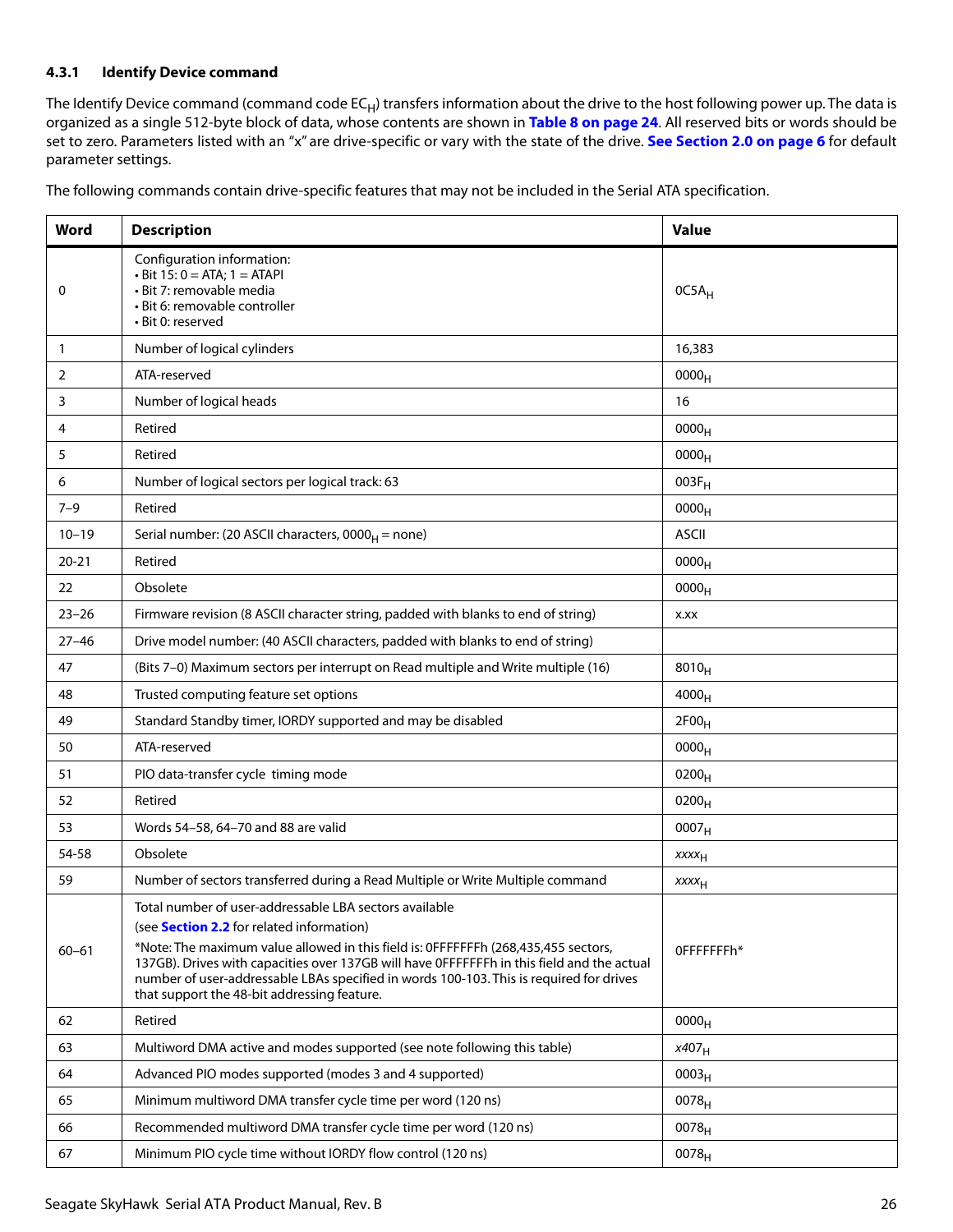### 4.3.1 Identify Device command

The Identify Device command (command code $EC_H$) transfers information about the drive to the host following power up. The data is organized as a single 512-byte block of data, whose contents are shown in **Table 8 on page 24**. All reserved bits or words should be set to zero. Parameters listed with an "x" are drive-specific or vary with the state of the drive. **See Section 2.0 on page 6** for default parameter settings.

The following commands contain drive-specific features that may not be included in the Serial ATA specification.

| Word | Description | Value |
|---|---|---|
| 0 | Configuration information:<br>• Bit 15: 0 = ATA; 1 = ATAPI<br>• Bit 7: removable media<br>• Bit 6: removable controller<br>• Bit 0: reserved | $0C5A_H$ |
| 1 | Number of logical cylinders | 16,383 |
| 2 | ATA-reserved | $0000_H$ |
| 3 | Number of logical heads | 16 |
| 4 | Retired | $0000_H$ |
| 5 | Retired | $0000_H$ |
| 6 | Number of logical sectors per logical track: 63 | $003F_H$ |
| 7–9 | Retired | $0000_H$ |
| 10–19 | Serial number: (20 ASCII characters, $0000_H$ = none) | ASCII |
| 20-21 | Retired | $0000_H$ |
| 22 | Obsolete | $0000_H$ |
| 23–26 | Firmware revision (8 ASCII character string, padded with blanks to end of string) | x.xx |
| 27–46 | Drive model number: (40 ASCII characters, padded with blanks to end of string) | |
| 47 | (Bits 7–0) Maximum sectors per interrupt on Read multiple and Write multiple (16) | $8010_H$ |
| 48 | Trusted computing feature set options | $4000_H$ |
| 49 | Standard Standby timer, IORDY supported and may be disabled | $2F00_H$ |
| 50 | ATA-reserved | $0000_H$ |
| 51 | PIO data-transfer cycle timing mode | $0200_H$ |
| 52 | Retired | $0200_H$ |
| 53 | Words 54–58, 64–70 and 88 are valid | $0007_H$ |
| 54-58 | Obsolete | $xxxx_H$ |
| 59 | Number of sectors transferred during a Read Multiple or Write Multiple command | $xxxx_H$ |
| 60–61 | Total number of user-addressable LBA sectors available<br>(see **Section 2.2** for related information)<br>*Note: The maximum value allowed in this field is: 0FFFFFFFh (268,435,455 sectors, 137GB). Drives with capacities over 137GB will have 0FFFFFFFh in this field and the actual number of user-addressable LBAs specified in words 100-103. This is required for drives that support the 48-bit addressing feature. | 0FFFFFFFh* |
| 62 | Retired | $0000_H$ |
| 63 | Multiword DMA active and modes supported (see note following this table) | $x407_H$ |
| 64 | Advanced PIO modes supported (modes 3 and 4 supported) | $0003_H$ |
| 65 | Minimum multiword DMA transfer cycle time per word (120 ns) | $0078_H$ |
| 66 | Recommended multiword DMA transfer cycle time per word (120 ns) | $0078_H$ |
| 67 | Minimum PIO cycle time without IORDY flow control (120 ns) | $0078_H$ |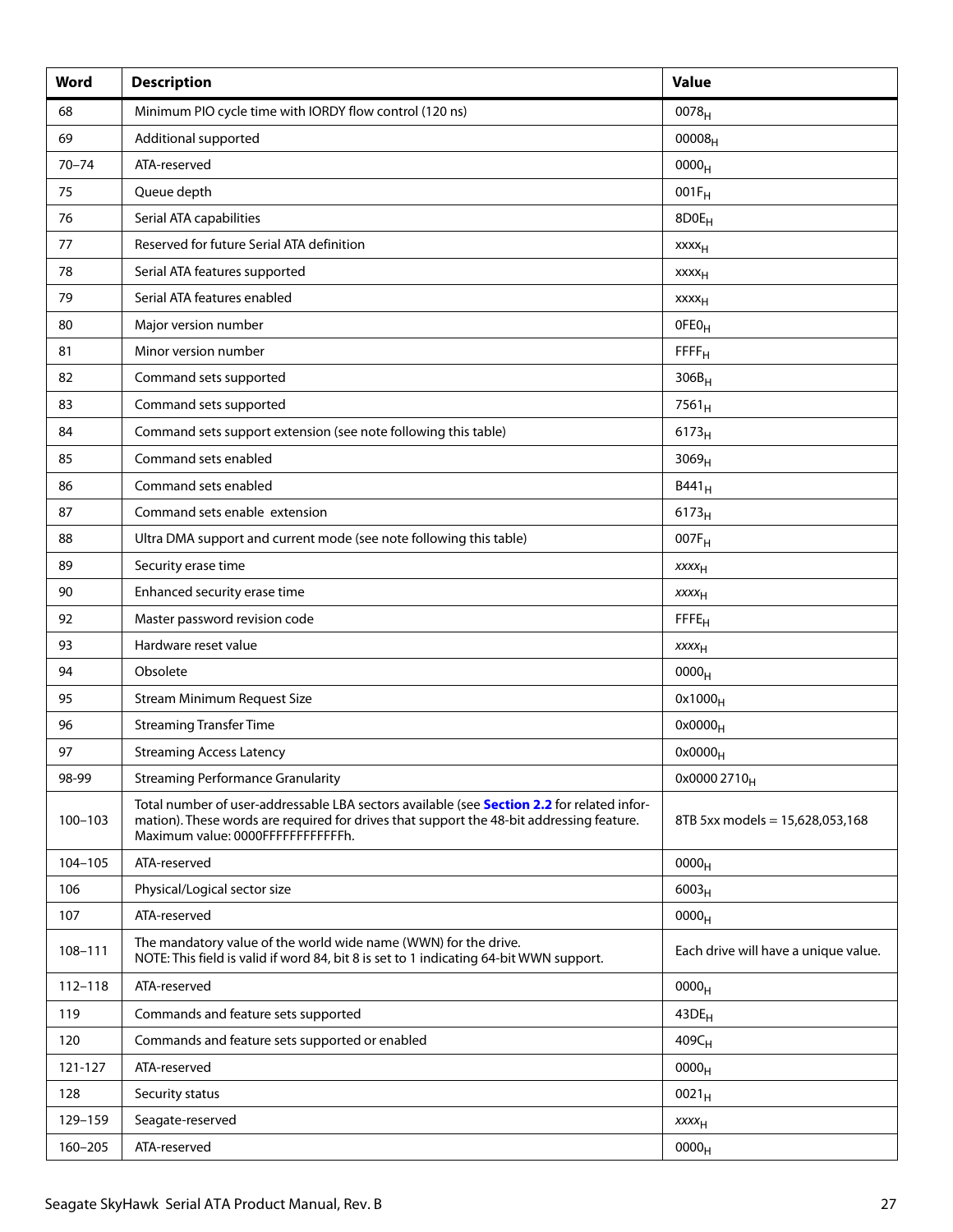| Word | Description | Value |
|---|---|---|
| 68 | Minimum PIO cycle time with IORDY flow control (120 ns) | $0078_H$ |
| 69 | Additional supported | $00008_H$ |
| 70–74 | ATA-reserved | $0000_H$ |
| 75 | Queue depth | $001F_H$ |
| 76 | Serial ATA capabilities | $8D0E_H$ |
| 77 | Reserved for future Serial ATA definition | $xxxx_H$ |
| 78 | Serial ATA features supported | $xxxx_H$ |
| 79 | Serial ATA features enabled | $xxxx_H$ |
| 80 | Major version number | $0FE0_H$ |
| 81 | Minor version number | $FFFF_H$ |
| 82 | Command sets supported | $306B_H$ |
| 83 | Command sets supported | $7561_H$ |
| 84 | Command sets support extension (see note following this table) | $6173_H$ |
| 85 | Command sets enabled | $3069_H$ |
| 86 | Command sets enabled | $B441_H$ |
| 87 | Command sets enable extension | $6173_H$ |
| 88 | Ultra DMA support and current mode (see note following this table) | $007F_H$ |
| 89 | Security erase time | $xxxx_H$ |
| 90 | Enhanced security erase time | $xxxx_H$ |
| 92 | Master password revision code | $FFFE_H$ |
| 93 | Hardware reset value | $xxxx_H$ |
| 94 | Obsolete | $0000_H$ |
| 95 | Stream Minimum Request Size | $0x1000_H$ |
| 96 | Streaming Transfer Time | $0x0000_H$ |
| 97 | Streaming Access Latency | $0x0000_H$ |
| 98-99 | Streaming Performance Granularity | $0x0000\ 2710_H$ |
| 100–103 | Total number of user-addressable LBA sectors available (see **Section 2.2** for related information). These words are required for drives that support the 48-bit addressing feature. Maximum value: 0000FFFFFFFFFFFFh. | 8TB 5xx models = 15,628,053,168 |
| 104–105 | ATA-reserved | $0000_H$ |
| 106 | Physical/Logical sector size | $6003_H$ |
| 107 | ATA-reserved | $0000_H$ |
| 108–111 | The mandatory value of the world wide name (WWN) for the drive. NOTE: This field is valid if word 84, bit 8 is set to 1 indicating 64-bit WWN support. | Each drive will have a unique value. |
| 112–118 | ATA-reserved | $0000_H$ |
| 119 | Commands and feature sets supported | $43DE_H$ |
| 120 | Commands and feature sets supported or enabled | $409C_H$ |
| 121-127 | ATA-reserved | $0000_H$ |
| 128 | Security status | $0021_H$ |
| 129–159 | Seagate-reserved | $xxxx_H$ |
| 160–205 | ATA-reserved | $0000_H$ |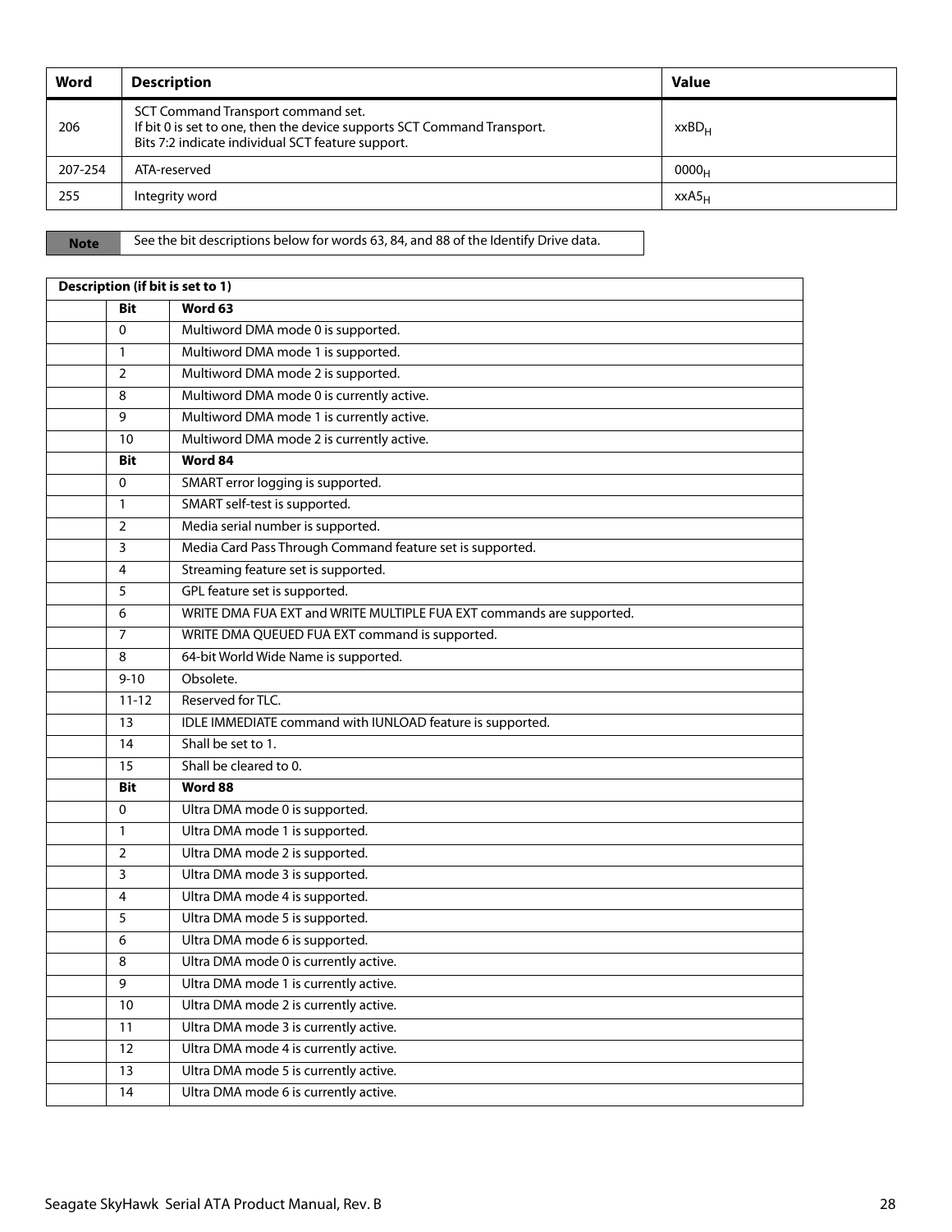| Word | Description | Value |
|---|---|---|
| 206 | SCT Command Transport command set.<br>If bit 0 is set to one, then the device supports SCT Command Transport.<br>Bits 7:2 indicate individual SCT feature support. | $xxBD_H$ |
| 207-254 | ATA-reserved | $0000_H$ |
| 255 | Integrity word | $xxA5_H$ |

| Note | See the bit descriptions below for words 63, 84, and 88 of the Identify Drive data. |
|---|---|

| Description (if bit is set to 1) | | |
|---|---|---|
| | **Bit** | **Word 63** |
| | 0 | Multiword DMA mode 0 is supported. |
| | 1 | Multiword DMA mode 1 is supported. |
| | 2 | Multiword DMA mode 2 is supported. |
| | 8 | Multiword DMA mode 0 is currently active. |
| | 9 | Multiword DMA mode 1 is currently active. |
| | 10 | Multiword DMA mode 2 is currently active. |
| | **Bit** | **Word 84** |
| | 0 | SMART error logging is supported. |
| | 1 | SMART self-test is supported. |
| | 2 | Media serial number is supported. |
| | 3 | Media Card Pass Through Command feature set is supported. |
| | 4 | Streaming feature set is supported. |
| | 5 | GPL feature set is supported. |
| | 6 | WRITE DMA FUA EXT and WRITE MULTIPLE FUA EXT commands are supported. |
| | 7 | WRITE DMA QUEUED FUA EXT command is supported. |
| | 8 | 64-bit World Wide Name is supported. |
| | 9-10 | Obsolete. |
| | 11-12 | Reserved for TLC. |
| | 13 | IDLE IMMEDIATE command with IUNLOAD feature is supported. |
| | 14 | Shall be set to 1. |
| | 15 | Shall be cleared to 0. |
| | **Bit** | **Word 88** |
| | 0 | Ultra DMA mode 0 is supported. |
| | 1 | Ultra DMA mode 1 is supported. |
| | 2 | Ultra DMA mode 2 is supported. |
| | 3 | Ultra DMA mode 3 is supported. |
| | 4 | Ultra DMA mode 4 is supported. |
| | 5 | Ultra DMA mode 5 is supported. |
| | 6 | Ultra DMA mode 6 is supported. |
| | 8 | Ultra DMA mode 0 is currently active. |
| | 9 | Ultra DMA mode 1 is currently active. |
| | 10 | Ultra DMA mode 2 is currently active. |
| | 11 | Ultra DMA mode 3 is currently active. |
| | 12 | Ultra DMA mode 4 is currently active. |
| | 13 | Ultra DMA mode 5 is currently active. |
| | 14 | Ultra DMA mode 6 is currently active. |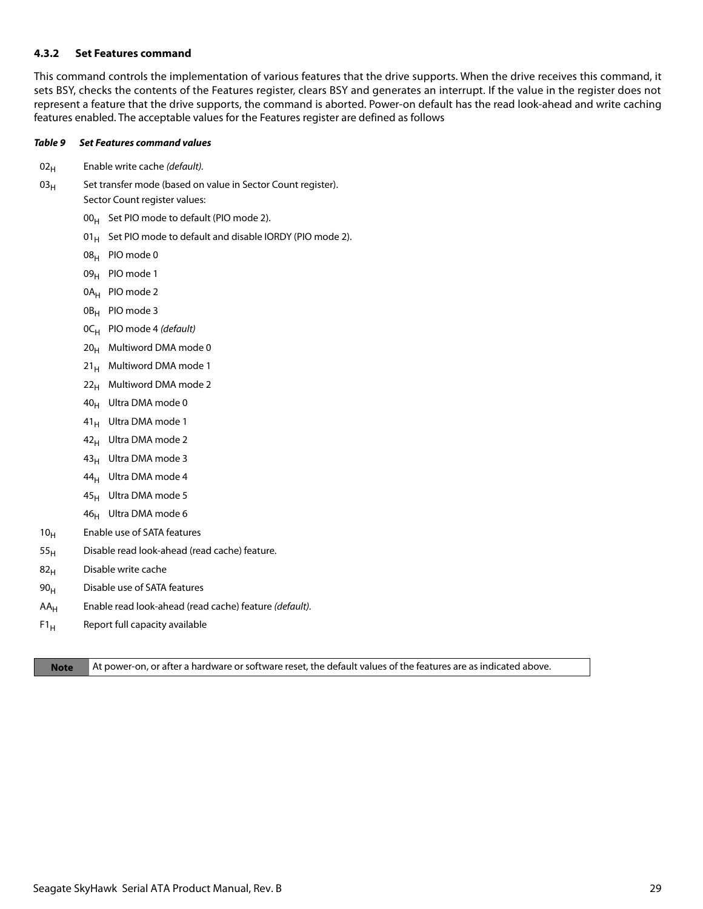### 4.3.2 Set Features command

This command controls the implementation of various features that the drive supports. When the drive receives this command, it sets BSY, checks the contents of the Features register, clears BSY and generates an interrupt. If the value in the register does not represent a feature that the drive supports, the command is aborted. Power-on default has the read look-ahead and write caching features enabled. The acceptable values for the Features register are defined as follows

***Table 9 Set Features command values***

| Value | Description |
|---|---|
| $02_H$ | Enable write cache *(default).* |
| $03_H$ | Set transfer mode (based on value in Sector Count register). Sector Count register values: |
| | $00_H$ Set PIO mode to default (PIO mode 2). |
| | $01_H$ Set PIO mode to default and disable IORDY (PIO mode 2). |
| | $08_H$ PIO mode 0 |
| | $09_H$ PIO mode 1 |
| | $0A_H$ PIO mode 2 |
| | $0B_H$ PIO mode 3 |
| | $0C_H$ PIO mode 4 *(default)* |
| | $20_H$ Multiword DMA mode 0 |
| | $21_H$ Multiword DMA mode 1 |
| | $22_H$ Multiword DMA mode 2 |
| | $40_H$ Ultra DMA mode 0 |
| | $41_H$ Ultra DMA mode 1 |
| | $42_H$ Ultra DMA mode 2 |
| | $43_H$ Ultra DMA mode 3 |
| | $44_H$ Ultra DMA mode 4 |
| | $45_H$ Ultra DMA mode 5 |
| | $46_H$ Ultra DMA mode 6 |
| $10_H$ | Enable use of SATA features |
| $55_H$ | Disable read look-ahead (read cache) feature. |
| $82_H$ | Disable write cache |
| $90_H$ | Disable use of SATA features |
| $AA_H$ | Enable read look-ahead (read cache) feature *(default).* |
| $F1_H$ | Report full capacity available |

| **Note** | At power-on, or after a hardware or software reset, the default values of the features are as indicated above. |
|---|---|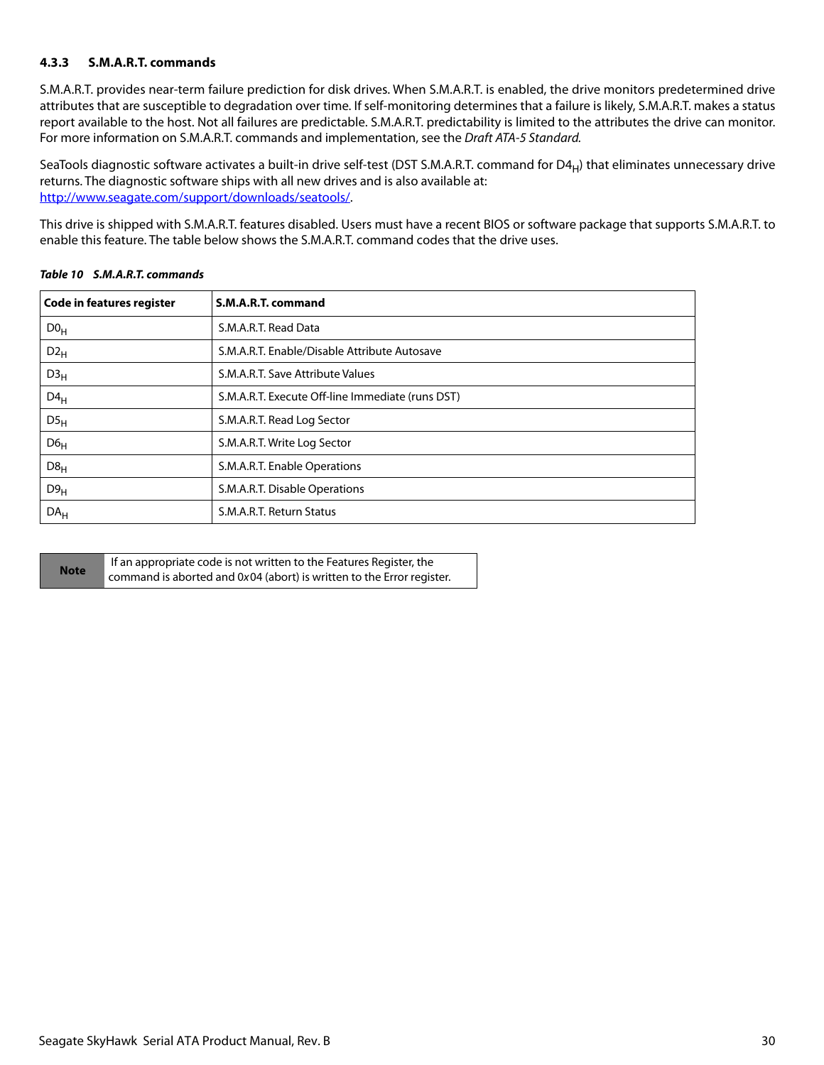### 4.3.3 S.M.A.R.T. commands

S.M.A.R.T. provides near-term failure prediction for disk drives. When S.M.A.R.T. is enabled, the drive monitors predetermined drive attributes that are susceptible to degradation over time. If self-monitoring determines that a failure is likely, S.M.A.R.T. makes a status report available to the host. Not all failures are predictable. S.M.A.R.T. predictability is limited to the attributes the drive can monitor. For more information on S.M.A.R.T. commands and implementation, see the *Draft ATA-5 Standard.*

SeaTools diagnostic software activates a built-in drive self-test (DST S.M.A.R.T. command for $D4_H$) that eliminates unnecessary drive returns. The diagnostic software ships with all new drives and is also available at: [http://www.seagate.com/support/downloads/seatools/](http://www.seagate.com/support/downloads/seatools/).

This drive is shipped with S.M.A.R.T. features disabled. Users must have a recent BIOS or software package that supports S.M.A.R.T. to enable this feature. The table below shows the S.M.A.R.T. command codes that the drive uses.

***Table 10 S.M.A.R.T. commands***

| Code in features register | S.M.A.R.T. command |
|---|---|
| $D0_H$ | S.M.A.R.T. Read Data |
| $D2_H$ | S.M.A.R.T. Enable/Disable Attribute Autosave |
| $D3_H$ | S.M.A.R.T. Save Attribute Values |
| $D4_H$ | S.M.A.R.T. Execute Off-line Immediate (runs DST) |
| $D5_H$ | S.M.A.R.T. Read Log Sector |
| $D6_H$ | S.M.A.R.T. Write Log Sector |
| $D8_H$ | S.M.A.R.T. Enable Operations |
| $D9_H$ | S.M.A.R.T. Disable Operations |
| $DA_H$ | S.M.A.R.T. Return Status |

| Note | If an appropriate code is not written to the Features Register, the command is aborted and 0x04 (abort) is written to the Error register. |
|---|---|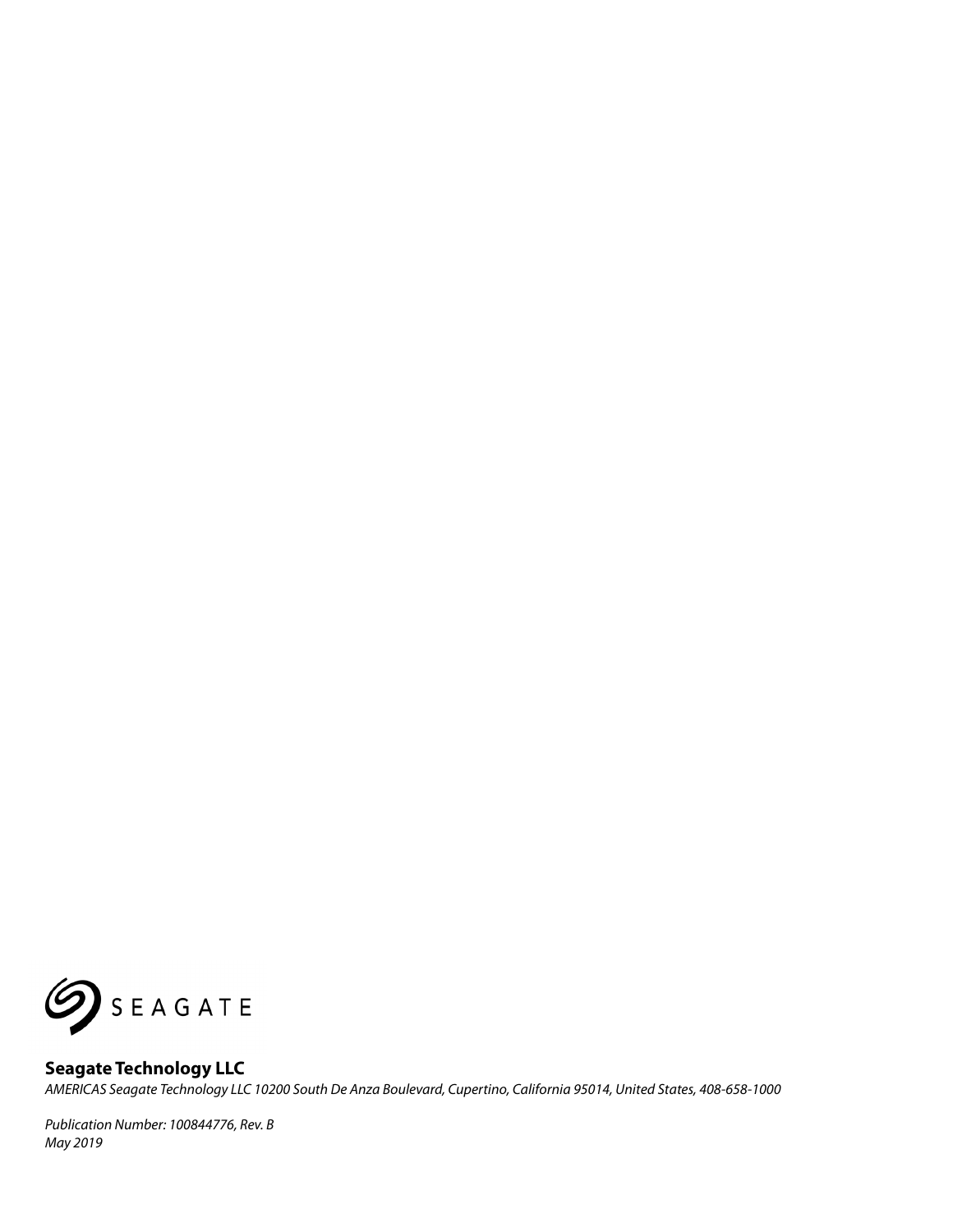SEAGATE

**Seagate Technology LLC**

*AMERICAS Seagate Technology LLC 10200 South De Anza Boulevard, Cupertino, California 95014, United States, 408-658-1000*

*Publication Number: 100844776, Rev. B*
*May 2019*